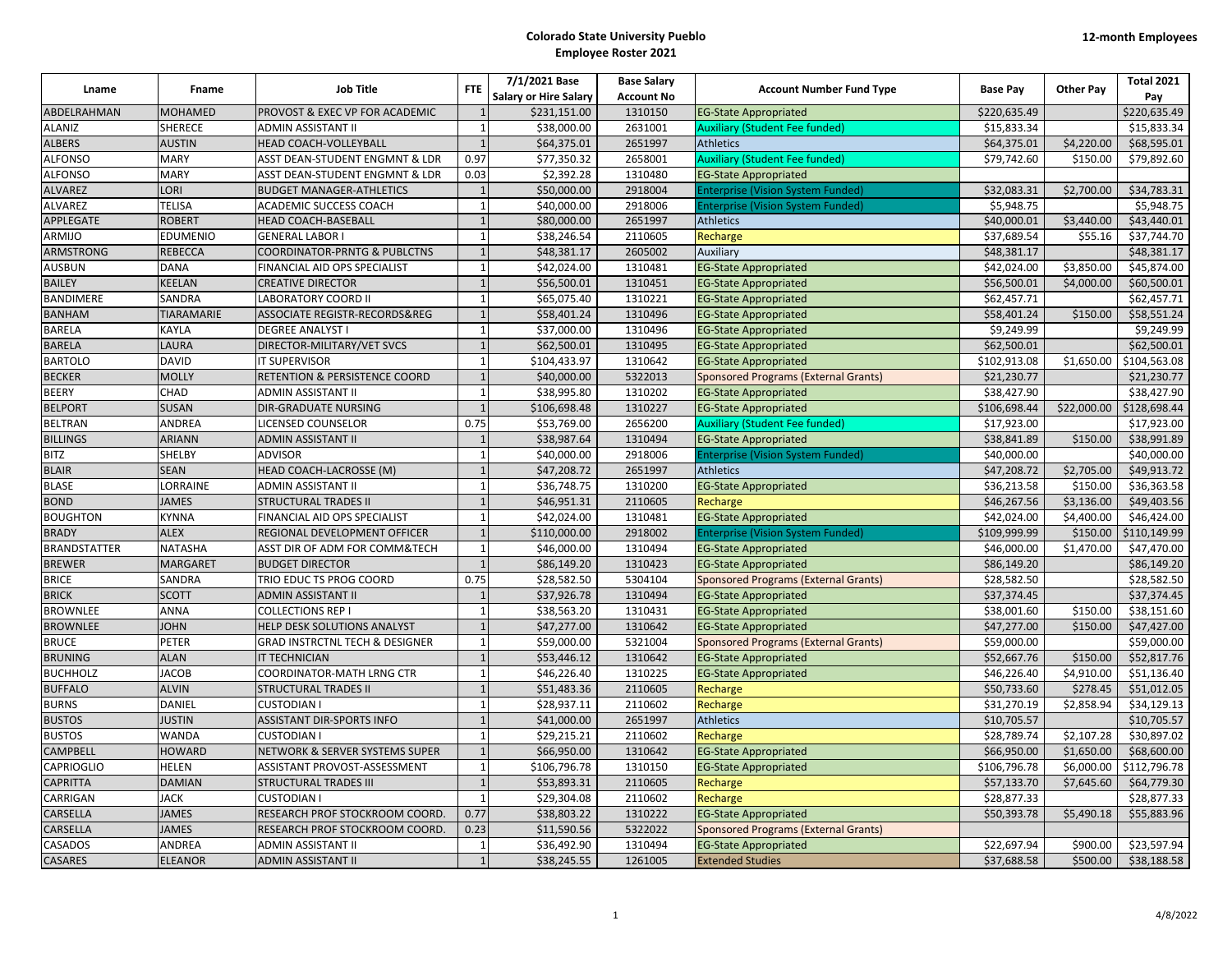# Colorado State University Pueblo
## Employee Roster 2021

**12-month Employees**

| Lname | Fname | Job Title | FTE | 7/1/2021 Base Salary or Hire Salary | Base Salary Account No | Account Number Fund Type | Base Pay | Other Pay | Total 2021 Pay |
|---|---|---|---|---|---|---|---|---|---|
| ABDELRAHMAN | MOHAMED | PROVOST & EXEC VP FOR ACADEMIC | 1 | $231,151.00 | 1310150 | EG-State Appropriated | $220,635.49 | | $220,635.49 |
| ALANIZ | SHERECE | ADMIN ASSISTANT II | 1 | $38,000.00 | 2631001 | Auxiliary (Student Fee funded) | $15,833.34 | | $15,833.34 |
| ALBERS | AUSTIN | HEAD COACH-VOLLEYBALL | 1 | $64,375.01 | 2651997 | Athletics | $64,375.01 | $4,220.00 | $68,595.01 |
| ALFONSO | MARY | ASST DEAN-STUDENT ENGMNT & LDR | 0.97 | $77,350.32 | 2658001 | Auxiliary (Student Fee funded) | $79,742.60 | $150.00 | $79,892.60 |
| ALFONSO | MARY | ASST DEAN-STUDENT ENGMNT & LDR | 0.03 | $2,392.28 | 1310480 | EG-State Appropriated | | | |
| ALVAREZ | LORI | BUDGET MANAGER-ATHLETICS | 1 | $50,000.00 | 2918004 | Enterprise (Vision System Funded) | $32,083.31 | $2,700.00 | $34,783.31 |
| ALVAREZ | TELISA | ACADEMIC SUCCESS COACH | 1 | $40,000.00 | 2918006 | Enterprise (Vision System Funded) | $5,948.75 | | $5,948.75 |
| APPLEGATE | ROBERT | HEAD COACH-BASEBALL | 1 | $80,000.00 | 2651997 | Athletics | $40,000.01 | $3,440.00 | $43,440.01 |
| ARMIJO | EDUMENIO | GENERAL LABOR I | 1 | $38,246.54 | 2110605 | Recharge | $37,689.54 | $55.16 | $37,744.70 |
| ARMSTRONG | REBECCA | COORDINATOR-PRNTG & PUBLCTNS | 1 | $48,381.17 | 2605002 | Auxiliary | $48,381.17 | | $48,381.17 |
| AUSBUN | DANA | FINANCIAL AID OPS SPECIALIST | 1 | $42,024.00 | 1310481 | EG-State Appropriated | $42,024.00 | $3,850.00 | $45,874.00 |
| BAILEY | KEELAN | CREATIVE DIRECTOR | 1 | $56,500.01 | 1310451 | EG-State Appropriated | $56,500.01 | $4,000.00 | $60,500.01 |
| BANDIMERE | SANDRA | LABORATORY COORD II | 1 | $65,075.40 | 1310221 | EG-State Appropriated | $62,457.71 | | $62,457.71 |
| BANHAM | TIARAMARIE | ASSOCIATE REGISTR-RECORDS&REG | 1 | $58,401.24 | 1310496 | EG-State Appropriated | $58,401.24 | $150.00 | $58,551.24 |
| BARELA | KAYLA | DEGREE ANALYST I | 1 | $37,000.00 | 1310496 | EG-State Appropriated | $9,249.99 | | $9,249.99 |
| BARELA | LAURA | DIRECTOR-MILITARY/VET SVCS | 1 | $62,500.01 | 1310495 | EG-State Appropriated | $62,500.01 | | $62,500.01 |
| BARTOLO | DAVID | IT SUPERVISOR | 1 | $104,433.97 | 1310642 | EG-State Appropriated | $102,913.08 | $1,650.00 | $104,563.08 |
| BECKER | MOLLY | RETENTION & PERSISTENCE COORD | 1 | $40,000.00 | 5322013 | Sponsored Programs (External Grants) | $21,230.77 | | $21,230.77 |
| BEERY | CHAD | ADMIN ASSISTANT II | 1 | $38,995.80 | 1310202 | EG-State Appropriated | $38,427.90 | | $38,427.90 |
| BELPORT | SUSAN | DIR-GRADUATE NURSING | 1 | $106,698.48 | 1310227 | EG-State Appropriated | $106,698.44 | $22,000.00 | $128,698.44 |
| BELTRAN | ANDREA | LICENSED COUNSELOR | 0.75 | $53,769.00 | 2656200 | Auxiliary (Student Fee funded) | $17,923.00 | | $17,923.00 |
| BILLINGS | ARIANN | ADMIN ASSISTANT II | 1 | $38,987.64 | 1310494 | EG-State Appropriated | $38,841.89 | $150.00 | $38,991.89 |
| BITZ | SHELBY | ADVISOR | 1 | $40,000.00 | 2918006 | Enterprise (Vision System Funded) | $40,000.00 | | $40,000.00 |
| BLAIR | SEAN | HEAD COACH-LACROSSE (M) | 1 | $47,208.72 | 2651997 | Athletics | $47,208.72 | $2,705.00 | $49,913.72 |
| BLASE | LORRAINE | ADMIN ASSISTANT II | 1 | $36,748.75 | 1310200 | EG-State Appropriated | $36,213.58 | $150.00 | $36,363.58 |
| BOND | JAMES | STRUCTURAL TRADES II | 1 | $46,951.31 | 2110605 | Recharge | $46,267.56 | $3,136.00 | $49,403.56 |
| BOUGHTON | KYNNA | FINANCIAL AID OPS SPECIALIST | 1 | $42,024.00 | 1310481 | EG-State Appropriated | $42,024.00 | $4,400.00 | $46,424.00 |
| BRADY | ALEX | REGIONAL DEVELOPMENT OFFICER | 1 | $110,000.00 | 2918002 | Enterprise (Vision System Funded) | $109,999.99 | $150.00 | $110,149.99 |
| BRANDSTATTER | NATASHA | ASST DIR OF ADM FOR COMM&TECH | 1 | $46,000.00 | 1310494 | EG-State Appropriated | $46,000.00 | $1,470.00 | $47,470.00 |
| BREWER | MARGARET | BUDGET DIRECTOR | 1 | $86,149.20 | 1310423 | EG-State Appropriated | $86,149.20 | | $86,149.20 |
| BRICE | SANDRA | TRIO EDUC TS PROG COORD | 0.75 | $28,582.50 | 5304104 | Sponsored Programs (External Grants) | $28,582.50 | | $28,582.50 |
| BRICK | SCOTT | ADMIN ASSISTANT II | 1 | $37,926.78 | 1310494 | EG-State Appropriated | $37,374.45 | | $37,374.45 |
| BROWNLEE | ANNA | COLLECTIONS REP I | 1 | $38,563.20 | 1310431 | EG-State Appropriated | $38,001.60 | $150.00 | $38,151.60 |
| BROWNLEE | JOHN | HELP DESK SOLUTIONS ANALYST | 1 | $47,277.00 | 1310642 | EG-State Appropriated | $47,277.00 | $150.00 | $47,427.00 |
| BRUCE | PETER | GRAD INSTRCTNL TECH & DESIGNER | 1 | $59,000.00 | 5321004 | Sponsored Programs (External Grants) | $59,000.00 | | $59,000.00 |
| BRUNING | ALAN | IT TECHNICIAN | 1 | $53,446.12 | 1310642 | EG-State Appropriated | $52,667.76 | $150.00 | $52,817.76 |
| BUCHHOLZ | JACOB | COORDINATOR-MATH LRNG CTR | 1 | $46,226.40 | 1310225 | EG-State Appropriated | $46,226.40 | $4,910.00 | $51,136.40 |
| BUFFALO | ALVIN | STRUCTURAL TRADES II | 1 | $51,483.36 | 2110605 | Recharge | $50,733.60 | $278.45 | $51,012.05 |
| BURNS | DANIEL | CUSTODIAN I | 1 | $28,937.11 | 2110602 | Recharge | $31,270.19 | $2,858.94 | $34,129.13 |
| BUSTOS | JUSTIN | ASSISTANT DIR-SPORTS INFO | 1 | $41,000.00 | 2651997 | Athletics | $10,705.57 | | $10,705.57 |
| BUSTOS | WANDA | CUSTODIAN I | 1 | $29,215.21 | 2110602 | Recharge | $28,789.74 | $2,107.28 | $30,897.02 |
| CAMPBELL | HOWARD | NETWORK & SERVER SYSTEMS SUPER | 1 | $66,950.00 | 1310642 | EG-State Appropriated | $66,950.00 | $1,650.00 | $68,600.00 |
| CAPRIOGLIO | HELEN | ASSISTANT PROVOST-ASSESSMENT | 1 | $106,796.78 | 1310150 | EG-State Appropriated | $106,796.78 | $6,000.00 | $112,796.78 |
| CAPRITTA | DAMIAN | STRUCTURAL TRADES III | 1 | $53,893.31 | 2110605 | Recharge | $57,133.70 | $7,645.60 | $64,779.30 |
| CARRIGAN | JACK | CUSTODIAN I | 1 | $29,304.08 | 2110602 | Recharge | $28,877.33 | | $28,877.33 |
| CARSELLA | JAMES | RESEARCH PROF STOCKROOM COORD. | 0.77 | $38,803.22 | 1310222 | EG-State Appropriated | $50,393.78 | $5,490.18 | $55,883.96 |
| CARSELLA | JAMES | RESEARCH PROF STOCKROOM COORD. | 0.23 | $11,590.56 | 5322022 | Sponsored Programs (External Grants) | | | |
| CASADOS | ANDREA | ADMIN ASSISTANT II | 1 | $36,492.90 | 1310494 | EG-State Appropriated | $22,697.94 | $900.00 | $23,597.94 |
| CASARES | ELEANOR | ADMIN ASSISTANT II | 1 | $38,245.55 | 1261005 | Extended Studies | $37,688.58 | $500.00 | $38,188.58 |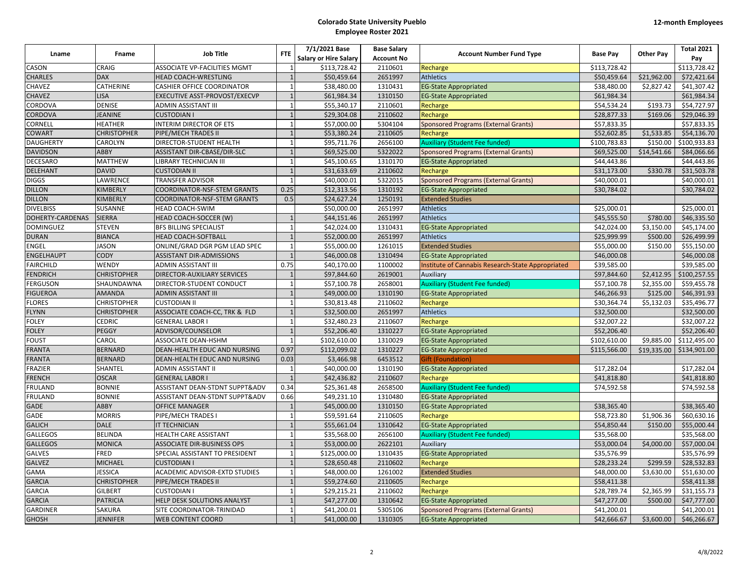# Colorado State University Pueblo
## Employee Roster 2021

**12-month Employees**

| Lname | Fname | Job Title | FTE | 7/1/2021 Base Salary or Hire Salary | Base Salary Account No | Account Number Fund Type | Base Pay | Other Pay | Total 2021 Pay |
|---|---|---|---|---|---|---|---|---|---|
| CASON | CRAIG | ASSOCIATE VP-FACILITIES MGMT | 1 | $113,728.42 | 2110601 | Recharge | $113,728.42 | | $113,728.42 |
| CHARLES | DAX | HEAD COACH-WRESTLING | 1 | $50,459.64 | 2651997 | Athletics | $50,459.64 | $21,962.00 | $72,421.64 |
| CHAVEZ | CATHERINE | CASHIER OFFICE COORDINATOR | 1 | $38,480.00 | 1310431 | EG-State Appropriated | $38,480.00 | $2,827.42 | $41,307.42 |
| CHAVEZ | LISA | EXECUTIVE ASST-PROVOST/EXECVP | 1 | $61,984.34 | 1310150 | EG-State Appropriated | $61,984.34 | | $61,984.34 |
| CORDOVA | DENISE | ADMIN ASSISTANT III | 1 | $55,340.17 | 2110601 | Recharge | $54,534.24 | $193.73 | $54,727.97 |
| CORDOVA | JEANINE | CUSTODIAN I | 1 | $29,304.08 | 2110602 | Recharge | $28,877.33 | $169.06 | $29,046.39 |
| CORNELL | HEATHER | INTERIM DIRECTOR OF ETS | 1 | $57,000.00 | 5304104 | Sponsored Programs (External Grants) | $57,833.35 | | $57,833.35 |
| COWART | CHRISTOPHER | PIPE/MECH TRADES II | 1 | $53,380.24 | 2110605 | Recharge | $52,602.85 | $1,533.85 | $54,136.70 |
| DAUGHERTY | CAROLYN | DIRECTOR-STUDENT HEALTH | 1 | $95,711.76 | 2656100 | Auxiliary (Student Fee funded) | $100,783.83 | $150.00 | $100,933.83 |
| DAVIDSON | ABBY | ASSISTANT DIR-CBASE/DIR-SLC | 1 | $69,525.00 | 5322022 | Sponsored Programs (External Grants) | $69,525.00 | $14,541.66 | $84,066.66 |
| DECESARO | MATTHEW | LIBRARY TECHNICIAN III | 1 | $45,100.65 | 1310170 | EG-State Appropriated | $44,443.86 | | $44,443.86 |
| DELEHANT | DAVID | CUSTODIAN II | 1 | $31,633.69 | 2110602 | Recharge | $31,173.00 | $330.78 | $31,503.78 |
| DIGGS | LAWRENCE | TRANSFER ADVISOR | 1 | $40,000.01 | 5322015 | Sponsored Programs (External Grants) | $40,000.01 | | $40,000.01 |
| DILLON | KIMBERLY | COORDINATOR-NSF-STEM GRANTS | 0.25 | $12,313.56 | 1310192 | EG-State Appropriated | $30,784.02 | | $30,784.02 |
| DILLON | KIMBERLY | COORDINATOR-NSF-STEM GRANTS | 0.5 | $24,627.24 | 1250191 | Extended Studies | | | |
| DIVELBISS | SUSANNE | HEAD COACH-SWIM | | $50,000.00 | 2651997 | Athletics | $25,000.01 | | $25,000.01 |
| DOHERTY-CARDENAS | SIERRA | HEAD COACH-SOCCER (W) | 1 | $44,151.46 | 2651997 | Athletics | $45,555.50 | $780.00 | $46,335.50 |
| DOMINGUEZ | STEVEN | BFS BILLING SPECIALIST | 1 | $42,024.00 | 1310431 | EG-State Appropriated | $42,024.00 | $3,150.00 | $45,174.00 |
| DURAN | BIANCA | HEAD COACH-SOFTBALL | 1 | $52,000.00 | 2651997 | Athletics | $25,999.99 | $500.00 | $26,499.99 |
| ENGEL | JASON | ONLINE/GRAD DGR PGM LEAD SPEC | 1 | $55,000.00 | 1261015 | Extended Studies | $55,000.00 | $150.00 | $55,150.00 |
| ENGELHAUPT | CODY | ASSISTANT DIR-ADMISSIONS | 1 | $46,000.08 | 1310494 | EG-State Appropriated | $46,000.08 | | $46,000.08 |
| FAIRCHILD | WENDY | ADMIN ASSISTANT III | 0.75 | $40,170.00 | 1100002 | Institute of Cannabis Research-State Appropriated | $39,585.00 | | $39,585.00 |
| FENDRICH | CHRISTOPHER | DIRECTOR-AUXILIARY SERVICES | 1 | $97,844.60 | 2619001 | Auxiliary | $97,844.60 | $2,412.95 | $100,257.55 |
| FERGUSON | SHAUNDAWNA | DIRECTOR-STUDENT CONDUCT | 1 | $57,100.78 | 2658001 | Auxiliary (Student Fee funded) | $57,100.78 | $2,355.00 | $59,455.78 |
| FIGUEROA | AMANDA | ADMIN ASSISTANT III | 1 | $49,000.00 | 1310190 | EG-State Appropriated | $46,266.93 | $125.00 | $46,391.93 |
| FLORES | CHRISTOPHER | CUSTODIAN II | 1 | $30,813.48 | 2110602 | Recharge | $30,364.74 | $5,132.03 | $35,496.77 |
| FLYNN | CHRISTOPHER | ASSOCIATE COACH-CC, TRK & FLD | 1 | $32,500.00 | 2651997 | Athletics | $32,500.00 | | $32,500.00 |
| FOLEY | CEDRIC | GENERAL LABOR I | 1 | $32,480.23 | 2110607 | Recharge | $32,007.22 | | $32,007.22 |
| FOLEY | PEGGY | ADVISOR/COUNSELOR | 1 | $52,206.40 | 1310227 | EG-State Appropriated | $52,206.40 | | $52,206.40 |
| FOUST | CAROL | ASSOCIATE DEAN-HSHM | 1 | $102,610.00 | 1310029 | EG-State Appropriated | $102,610.00 | $9,885.00 | $112,495.00 |
| FRANTA | BERNARD | DEAN-HEALTH EDUC AND NURSING | 0.97 | $112,099.02 | 1310227 | EG-State Appropriated | $115,566.00 | $19,335.00 | $134,901.00 |
| FRANTA | BERNARD | DEAN-HEALTH EDUC AND NURSING | 0.03 | $3,466.98 | 6453512 | Gift (Foundation) | | | |
| FRAZIER | SHANTEL | ADMIN ASSISTANT II | 1 | $40,000.00 | 1310190 | EG-State Appropriated | $17,282.04 | | $17,282.04 |
| FRENCH | OSCAR | GENERAL LABOR I | 1 | $42,436.82 | 2110607 | Recharge | $41,818.80 | | $41,818.80 |
| FRULAND | BONNIE | ASSISTANT DEAN-STDNT SUPPT&ADV | 0.34 | $25,361.48 | 2658500 | Auxiliary (Student Fee funded) | $74,592.58 | | $74,592.58 |
| FRULAND | BONNIE | ASSISTANT DEAN-STDNT SUPPT&ADV | 0.66 | $49,231.10 | 1310480 | EG-State Appropriated | | | |
| GADE | ABBY | OFFICE MANAGER | 1 | $45,000.00 | 1310150 | EG-State Appropriated | $38,365.40 | | $38,365.40 |
| GADE | MORRIS | PIPE/MECH TRADES I | 1 | $59,591.64 | 2110605 | Recharge | $58,723.80 | $1,906.36 | $60,630.16 |
| GALICH | DALE | IT TECHNICIAN | 1 | $55,661.04 | 1310642 | EG-State Appropriated | $54,850.44 | $150.00 | $55,000.44 |
| GALLEGOS | BELINDA | HEALTH CARE ASSISTANT | 1 | $35,568.00 | 2656100 | Auxiliary (Student Fee funded) | $35,568.00 | | $35,568.00 |
| GALLEGOS | MONICA | ASSOCIATE DIR-BUSINESS OPS | 1 | $53,000.00 | 2622101 | Auxiliary | $53,000.04 | $4,000.00 | $57,000.04 |
| GALVES | FRED | SPECIAL ASSISTANT TO PRESIDENT | 1 | $125,000.00 | 1310435 | EG-State Appropriated | $35,576.99 | | $35,576.99 |
| GALVEZ | MICHAEL | CUSTODIAN I | 1 | $28,650.48 | 2110602 | Recharge | $28,233.24 | $299.59 | $28,532.83 |
| GAMA | JESSICA | ACADEMIC ADVISOR-EXTD STUDIES | 1 | $48,000.00 | 1261002 | Extended Studies | $48,000.00 | $3,630.00 | $51,630.00 |
| GARCIA | CHRISTOPHER | PIPE/MECH TRADES II | 1 | $59,274.60 | 2110605 | Recharge | $58,411.38 | | $58,411.38 |
| GARCIA | GILBERT | CUSTODIAN I | 1 | $29,215.21 | 2110602 | Recharge | $28,789.74 | $2,365.99 | $31,155.73 |
| GARCIA | PATRICIA | HELP DESK SOLUTIONS ANALYST | 1 | $47,277.00 | 1310642 | EG-State Appropriated | $47,277.00 | $500.00 | $47,777.00 |
| GARDINER | SAKURA | SITE COORDINATOR-TRINIDAD | 1 | $41,200.01 | 5305106 | Sponsored Programs (External Grants) | $41,200.01 | | $41,200.01 |
| GHOSH | JENNIFER | WEB CONTENT COORD | 1 | $41,000.00 | 1310305 | EG-State Appropriated | $42,666.67 | $3,600.00 | $46,266.67 |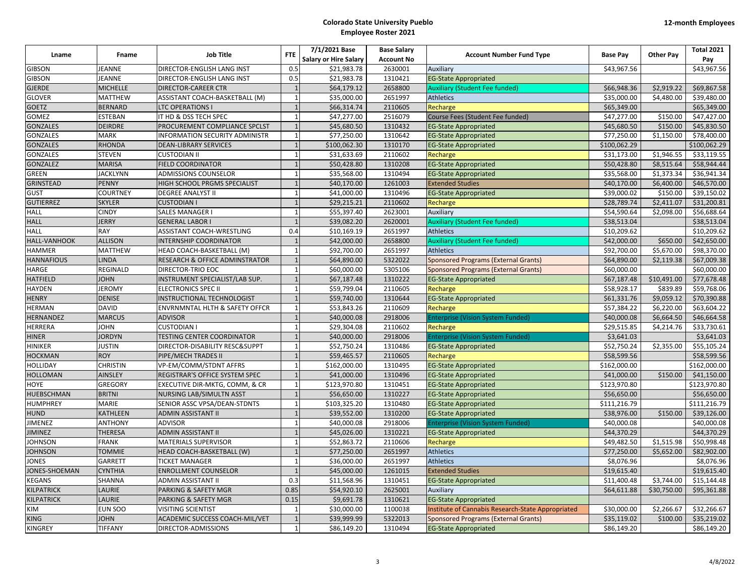# Colorado State University Pueblo
## Employee Roster 2021

**12-month Employees**

| Lname | Fname | Job Title | FTE | 7/1/2021 Base Salary or Hire Salary | Base Salary Account No | Account Number Fund Type | Base Pay | Other Pay | Total 2021 Pay |
|---|---|---|---|---|---|---|---|---|---|
| GIBSON | JEANNE | DIRECTOR-ENGLISH LANG INST | 0.5 | $21,983.78 | 2630001 | Auxiliary | $43,967.56 | | $43,967.56 |
| GIBSON | JEANNE | DIRECTOR-ENGLISH LANG INST | 0.5 | $21,983.78 | 1310421 | EG-State Appropriated | | | |
| GJERDE | MICHELLE | DIRECTOR-CAREER CTR | 1 | $64,179.12 | 2658800 | Auxiliary (Student Fee funded) | $66,948.36 | $2,919.22 | $69,867.58 |
| GLOVER | MATTHEW | ASSISTANT COACH-BASKETBALL (M) | 1 | $35,000.00 | 2651997 | Athletics | $35,000.00 | $4,480.00 | $39,480.00 |
| GOETZ | BERNARD | LTC OPERATIONS I | 1 | $66,314.74 | 2110605 | Recharge | $65,349.00 | | $65,349.00 |
| GOMEZ | ESTEBAN | IT HD & DSS TECH SPEC | 1 | $47,277.00 | 2516079 | Course Fees (Student Fee funded) | $47,277.00 | $150.00 | $47,427.00 |
| GONZALES | DEIRDRE | PROCUREMENT COMPLIANCE SPCLST | 1 | $45,680.50 | 1310432 | EG-State Appropriated | $45,680.50 | $150.00 | $45,830.50 |
| GONZALES | MARK | INFORMATION SECURITY ADMINISTR | 1 | $77,250.00 | 1310642 | EG-State Appropriated | $77,250.00 | $1,150.00 | $78,400.00 |
| GONZALES | RHONDA | DEAN-LIBRARY SERVICES | 1 | $100,062.30 | 1310170 | EG-State Appropriated | $100,062.29 | | $100,062.29 |
| GONZALES | STEVEN | CUSTODIAN II | 1 | $31,633.69 | 2110602 | Recharge | $31,173.00 | $1,946.55 | $33,119.55 |
| GONZALEZ | MARISA | FIELD COORDINATOR | 1 | $50,428.80 | 1310208 | EG-State Appropriated | $50,428.80 | $8,515.64 | $58,944.44 |
| GREEN | JACKLYNN | ADMISSIONS COUNSELOR | 1 | $35,568.00 | 1310494 | EG-State Appropriated | $35,568.00 | $1,373.34 | $36,941.34 |
| GRINSTEAD | PENNY | HIGH SCHOOL PRGMS SPECIALIST | 1 | $40,170.00 | 1261003 | Extended Studies | $40,170.00 | $6,400.00 | $46,570.00 |
| GUST | COURTNEY | DEGREE ANALYST II | 1 | $41,000.00 | 1310496 | EG-State Appropriated | $39,000.02 | $150.00 | $39,150.02 |
| GUTIERREZ | SKYLER | CUSTODIAN I | 1 | $29,215.21 | 2110602 | Recharge | $28,789.74 | $2,411.07 | $31,200.81 |
| HALL | CINDY | SALES MANAGER I | 1 | $55,397.40 | 2623001 | Auxiliary | $54,590.64 | $2,098.00 | $56,688.64 |
| HALL | JERRY | GENERAL LABOR I | 1 | $39,082.20 | 2620001 | Auxiliary (Student Fee funded) | $38,513.04 | | $38,513.04 |
| HALL | RAY | ASSISTANT COACH-WRESTLING | 0.4 | $10,169.19 | 2651997 | Athletics | $10,209.62 | | $10,209.62 |
| HALL-VANHOOK | ALLISON | INTERNSHIP COORDINATOR | 1 | $42,000.00 | 2658800 | Auxiliary (Student Fee funded) | $42,000.00 | $650.00 | $42,650.00 |
| HAMMER | MATTHEW | HEAD COACH-BASKETBALL (M) | 1 | $92,700.00 | 2651997 | Athletics | $92,700.00 | $5,670.00 | $98,370.00 |
| HANNAFIOUS | LINDA | RESEARCH & OFFICE ADMINSTRATOR | 1 | $64,890.00 | 5322022 | Sponsored Programs (External Grants) | $64,890.00 | $2,119.38 | $67,009.38 |
| HARGE | REGINALD | DIRECTOR-TRIO EOC | 1 | $60,000.00 | 5305106 | Sponsored Programs (External Grants) | $60,000.00 | | $60,000.00 |
| HATFIELD | JOHN | INSTRUMENT SPECIALIST/LAB SUP. | 1 | $67,187.48 | 1310222 | EG-State Appropriated | $67,187.48 | $10,491.00 | $77,678.48 |
| HAYDEN | JEROMY | ELECTRONICS SPEC II | 1 | $59,799.04 | 2110605 | Recharge | $58,928.17 | $839.89 | $59,768.06 |
| HENRY | DENISE | INSTRUCTIONAL TECHNOLOGIST | 1 | $59,740.00 | 1310644 | EG-State Appropriated | $61,331.76 | $9,059.12 | $70,390.88 |
| HERMAN | DAVID | ENVRNMNTAL HLTH & SAFETY OFFCR | 1 | $53,843.26 | 2110609 | Recharge | $57,384.22 | $6,220.00 | $63,604.22 |
| HERNANDEZ | MARCUS | ADVISOR | 1 | $40,000.08 | 2918006 | Enterprise (Vision System Funded) | $40,000.08 | $6,664.50 | $46,664.58 |
| HERRERA | JOHN | CUSTODIAN I | 1 | $29,304.08 | 2110602 | Recharge | $29,515.85 | $4,214.76 | $33,730.61 |
| HINER | JORDYN | TESTING CENTER COORDINATOR | 1 | $40,000.00 | 2918006 | Enterprise (Vision System Funded) | $3,641.03 | | $3,641.03 |
| HINIKER | JUSTIN | DIRECTOR-DISABILITY RESC&SUPPT | 1 | $52,750.24 | 1310486 | EG-State Appropriated | $52,750.24 | $2,355.00 | $55,105.24 |
| HOCKMAN | ROY | PIPE/MECH TRADES II | 1 | $59,465.57 | 2110605 | Recharge | $58,599.56 | | $58,599.56 |
| HOLLIDAY | CHRISTIN | VP-EM/COMM/STDNT AFFRS | 1 | $162,000.00 | 1310495 | EG-State Appropriated | $162,000.00 | | $162,000.00 |
| HOLLOMAN | AINSLEY | REGISTRAR'S OFFICE SYSTEM SPEC | 1 | $41,000.00 | 1310496 | EG-State Appropriated | $41,000.00 | $150.00 | $41,150.00 |
| HOYE | GREGORY | EXECUTIVE DIR-MKTG, COMM, & CR | 1 | $123,970.80 | 1310451 | EG-State Appropriated | $123,970.80 | | $123,970.80 |
| HUEBSCHMAN | BRITNI | NURSING LAB/SIMULTN ASST | 1 | $56,650.00 | 1310227 | EG-State Appropriated | $56,650.00 | | $56,650.00 |
| HUMPHREY | MARIE | SENIOR ASSC VPSA/DEAN-STDNTS | 1 | $103,325.20 | 1310480 | EG-State Appropriated | $111,216.79 | | $111,216.79 |
| HUND | KATHLEEN | ADMIN ASSISTANT II | 1 | $39,552.00 | 1310200 | EG-State Appropriated | $38,976.00 | $150.00 | $39,126.00 |
| JIMENEZ | ANTHONY | ADVISOR | 1 | $40,000.08 | 2918006 | Enterprise (Vision System Funded) | $40,000.08 | | $40,000.08 |
| JIMINEZ | THERESA | ADMIN ASSISTANT II | 1 | $45,026.00 | 1310221 | EG-State Appropriated | $44,370.29 | | $44,370.29 |
| JOHNSON | FRANK | MATERIALS SUPERVISOR | 1 | $52,863.72 | 2110606 | Recharge | $49,482.50 | $1,515.98 | $50,998.48 |
| JOHNSON | TOMMIE | HEAD COACH-BASKETBALL (W) | 1 | $77,250.00 | 2651997 | Athletics | $77,250.00 | $5,652.00 | $82,902.00 |
| JONES | GARRETT | TICKET MANAGER | 1 | $36,000.00 | 2651997 | Athletics | $8,076.96 | | $8,076.96 |
| JONES-SHOEMAN | CYNTHIA | ENROLLMENT COUNSELOR | 1 | $45,000.00 | 1261015 | Extended Studies | $19,615.40 | | $19,615.40 |
| KEGANS | SHANNA | ADMIN ASSISTANT II | 0.3 | $11,568.96 | 1310451 | EG-State Appropriated | $11,400.48 | $3,744.00 | $15,144.48 |
| KILPATRICK | LAURIE | PARKING & SAFETY MGR | 0.85 | $54,920.10 | 2625001 | Auxiliary | $64,611.88 | $30,750.00 | $95,361.88 |
| KILPATRICK | LAURIE | PARKING & SAFETY MGR | 0.15 | $9,691.78 | 1310621 | EG-State Appropriated | | | |
| KIM | EUN SOO | VISITING SCIENTIST | 1 | $30,000.00 | 1100038 | Institute of Cannabis Research-State Appropriated | $30,000.00 | $2,266.67 | $32,266.67 |
| KING | JOHN | ACADEMIC SUCCESS COACH-MIL/VET | 1 | $39,999.99 | 5322013 | Sponsored Programs (External Grants) | $35,119.02 | $100.00 | $35,219.02 |
| KINGREY | TIFFANY | DIRECTOR-ADMISSIONS | 1 | $86,149.20 | 1310494 | EG-State Appropriated | $86,149.20 | | $86,149.20 |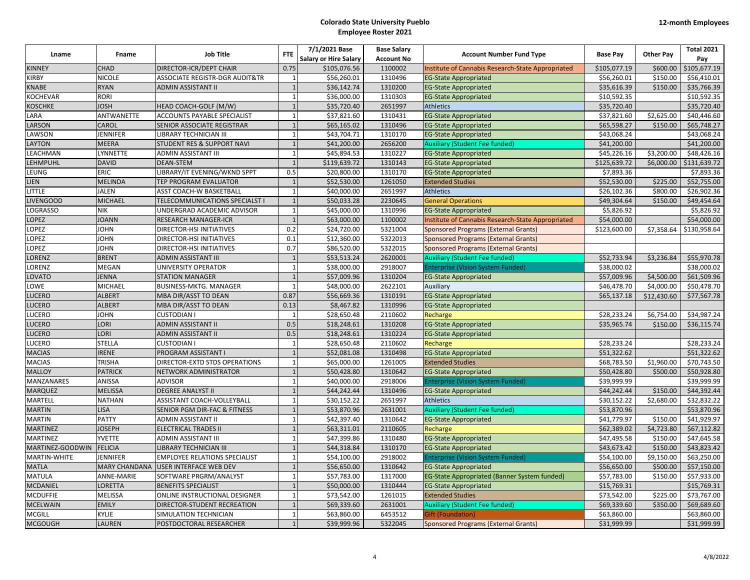# Colorado State University Pueblo
## Employee Roster 2021

**12-month Employees**

| Lname | Fname | Job Title | FTE | 7/1/2021 Base Salary or Hire Salary | Base Salary Account No | Account Number Fund Type | Base Pay | Other Pay | Total 2021 Pay |
|---|---|---|---|---|---|---|---|---|---|
| KINNEY | CHAD | DIRECTOR-ICR/DEPT CHAIR | 0.75 | $105,076.56 | 1100002 | Institute of Cannabis Research-State Appropriated | $105,077.19 | $600.00 | $105,677.19 |
| KIRBY | NICOLE | ASSOCIATE REGISTR-DGR AUDIT&TR | 1 | $56,260.01 | 1310496 | EG-State Appropriated | $56,260.01 | $150.00 | $56,410.01 |
| KNABE | RYAN | ADMIN ASSISTANT II | 1 | $36,142.74 | 1310200 | EG-State Appropriated | $35,616.39 | $150.00 | $35,766.39 |
| KOCHEVAR | RORI | | 1 | $36,000.00 | 1310303 | EG-State Appropriated | $10,592.35 | | $10,592.35 |
| KOSCHKE | JOSH | HEAD COACH-GOLF (M/W) | 1 | $35,720.40 | 2651997 | Athletics | $35,720.40 | | $35,720.40 |
| LARA | ANTWANETTE | ACCOUNTS PAYABLE SPECIALIST | 1 | $37,821.60 | 1310431 | EG-State Appropriated | $37,821.60 | $2,625.00 | $40,446.60 |
| LARSON | CAROL | SENIOR ASSOCIATE REGISTRAR | 1 | $65,165.02 | 1310496 | EG-State Appropriated | $65,598.27 | $150.00 | $65,748.27 |
| LAWSON | JENNIFER | LIBRARY TECHNICIAN III | 1 | $43,704.71 | 1310170 | EG-State Appropriated | $43,068.24 | | $43,068.24 |
| LAYTON | MEERA | STUDENT RES & SUPPORT NAVI | 1 | $41,200.00 | 2656200 | Auxiliary (Student Fee funded) | $41,200.00 | | $41,200.00 |
| LEACHMAN | LYNNETTE | ADMIN ASSISTANT III | 1 | $45,894.53 | 1310227 | EG-State Appropriated | $45,226.16 | $3,200.00 | $48,426.16 |
| LEHMPUHL | DAVID | DEAN-STEM | 1 | $119,639.72 | 1310143 | EG-State Appropriated | $125,639.72 | $6,000.00 | $131,639.72 |
| LEUNG | ERIC | LIBRARY/IT EVENING/WKND SPPT | 0.5 | $20,800.00 | 1310170 | EG-State Appropriated | $7,893.36 | | $7,893.36 |
| LIEN | MELINDA | TEP PROGRAM EVALUATOR | 1 | $52,530.00 | 1261050 | Extended Studies | $52,530.00 | $225.00 | $52,755.00 |
| LITTLE | JALEN | ASST COACH-W BASKETBALL | 1 | $40,000.00 | 2651997 | Athletics | $26,102.36 | $800.00 | $26,902.36 |
| LIVENGOOD | MICHAEL | TELECOMMUNICATIONS SPECIALST I | 1 | $50,033.28 | 2230645 | General Operations | $49,304.64 | $150.00 | $49,454.64 |
| LOGRASSO | NIK | UNDERGRAD ACADEMIC ADVISOR | 1 | $45,000.00 | 1310996 | EG-State Appropriated | $5,826.92 | | $5,826.92 |
| LOPEZ | JOANN | RESEARCH MANAGER-ICR | 1 | $63,000.00 | 1100002 | Institute of Cannabis Research-State Appropriated | $54,000.00 | | $54,000.00 |
| LOPEZ | JOHN | DIRECTOR-HSI INITIATIVES | 0.2 | $24,720.00 | 5321004 | Sponsored Programs (External Grants) | $123,600.00 | $7,358.64 | $130,958.64 |
| LOPEZ | JOHN | DIRECTOR-HSI INITIATIVES | 0.1 | $12,360.00 | 5322013 | Sponsored Programs (External Grants) | | | |
| LOPEZ | JOHN | DIRECTOR-HSI INITIATIVES | 0.7 | $86,520.00 | 5322015 | Sponsored Programs (External Grants) | | | |
| LORENZ | BRENT | ADMIN ASSISTANT III | 1 | $53,513.24 | 2620001 | Auxiliary (Student Fee funded) | $52,733.94 | $3,236.84 | $55,970.78 |
| LORENZ | MEGAN | UNIVERSITY OPERATOR | 1 | $38,000.00 | 2918007 | Enterprise (Vision System Funded) | $38,000.02 | | $38,000.02 |
| LOVATO | JENNA | STATION MANAGER | 1 | $57,009.96 | 1310204 | EG-State Appropriated | $57,009.96 | $4,500.00 | $61,509.96 |
| LOWE | MICHAEL | BUSINESS-MKTG. MANAGER | 1 | $48,000.00 | 2622101 | Auxiliary | $46,478.70 | $4,000.00 | $50,478.70 |
| LUCERO | ALBERT | MBA DIR/ASST TO DEAN | 0.87 | $56,669.36 | 1310191 | EG-State Appropriated | $65,137.18 | $12,430.60 | $77,567.78 |
| LUCERO | ALBERT | MBA DIR/ASST TO DEAN | 0.13 | $8,467.82 | 1310996 | EG-State Appropriated | | | |
| LUCERO | JOHN | CUSTODIAN I | 1 | $28,650.48 | 2110602 | Recharge | $28,233.24 | $6,754.00 | $34,987.24 |
| LUCERO | LORI | ADMIN ASSISTANT II | 0.5 | $18,248.61 | 1310208 | EG-State Appropriated | $35,965.74 | $150.00 | $36,115.74 |
| LUCERO | LORI | ADMIN ASSISTANT II | 0.5 | $18,248.61 | 1310224 | EG-State Appropriated | | | |
| LUCERO | STELLA | CUSTODIAN I | 1 | $28,650.48 | 2110602 | Recharge | $28,233.24 | | $28,233.24 |
| MACIAS | IRENE | PROGRAM ASSISTANT I | 1 | $52,081.08 | 1310498 | EG-State Appropriated | $51,322.62 | | $51,322.62 |
| MACIAS | TRISHA | DIRECTOR-EXTD STDS OPERATIONS | 1 | $65,000.00 | 1261005 | Extended Studies | $68,783.50 | $1,960.00 | $70,743.50 |
| MALLOY | PATRICK | NETWORK ADMINISTRATOR | 1 | $50,428.80 | 1310642 | EG-State Appropriated | $50,428.80 | $500.00 | $50,928.80 |
| MANZANARES | ANISSA | ADVISOR | 1 | $40,000.00 | 2918006 | Enterprise (Vision System Funded) | $39,999.99 | | $39,999.99 |
| MARQUEZ | MELISSA | DEGREE ANALYST II | 1 | $44,242.44 | 1310496 | EG-State Appropriated | $44,242.44 | $150.00 | $44,392.44 |
| MARTELL | NATHAN | ASSISTANT COACH-VOLLEYBALL | 1 | $30,152.22 | 2651997 | Athletics | $30,152.22 | $2,680.00 | $32,832.22 |
| MARTIN | LISA | SENIOR PGM DIR-FAC & FITNESS | 1 | $53,870.96 | 2631001 | Auxiliary (Student Fee funded) | $53,870.96 | | $53,870.96 |
| MARTIN | PATTY | ADMIN ASSISTANT II | 1 | $42,397.40 | 1310642 | EG-State Appropriated | $41,779.97 | $150.00 | $41,929.97 |
| MARTINEZ | JOSEPH | ELECTRICAL TRADES II | 1 | $63,311.01 | 2110605 | Recharge | $62,389.02 | $4,723.80 | $67,112.82 |
| MARTINEZ | YVETTE | ADMIN ASSISTANT III | 1 | $47,399.86 | 1310480 | EG-State Appropriated | $47,495.58 | $150.00 | $47,645.58 |
| MARTINEZ-GOODWIN | FELICIA | LIBRARY TECHNICIAN III | 1 | $44,318.84 | 1310170 | EG-State Appropriated | $43,673.42 | $150.00 | $43,823.42 |
| MARTIN-WHITE | JENNIFER | EMPLOYEE RELATIONS SPECIALIST | 1 | $54,100.00 | 2918002 | Enterprise (Vision System Funded) | $54,100.00 | $9,150.00 | $63,250.00 |
| MATLA | MARY CHANDANA | USER INTERFACE WEB DEV | 1 | $56,650.00 | 1310642 | EG-State Appropriated | $56,650.00 | $500.00 | $57,150.00 |
| MATULA | ANNE-MARIE | SOFTWARE PRGRM/ANALYST | 1 | $57,783.00 | 1317000 | EG-State Appropriated (Banner System funded) | $57,783.00 | $150.00 | $57,933.00 |
| MCDANIEL | LORETTA | BENEFITS SPECIALIST | 1 | $50,000.00 | 1310444 | EG-State Appropriated | $15,769.31 | | $15,769.31 |
| MCDUFFIE | MELISSA | ONLINE INSTRUCTIONAL DESIGNER | 1 | $73,542.00 | 1261015 | Extended Studies | $73,542.00 | $225.00 | $73,767.00 |
| MCELWAIN | EMILY | DIRECTOR-STUDENT RECREATION | 1 | $69,339.60 | 2631001 | Auxiliary (Student Fee funded) | $69,339.60 | $350.00 | $69,689.60 |
| MCGILL | KYLIE | SIMULATION TECHNICIAN | 1 | $63,860.00 | 6453512 | Gift (Foundation) | $63,860.00 | | $63,860.00 |
| MCGOUGH | LAUREN | POSTDOCTORAL RESEARCHER | 1 | $39,999.96 | 5322045 | Sponsored Programs (External Grants) | $31,999.99 | | $31,999.99 |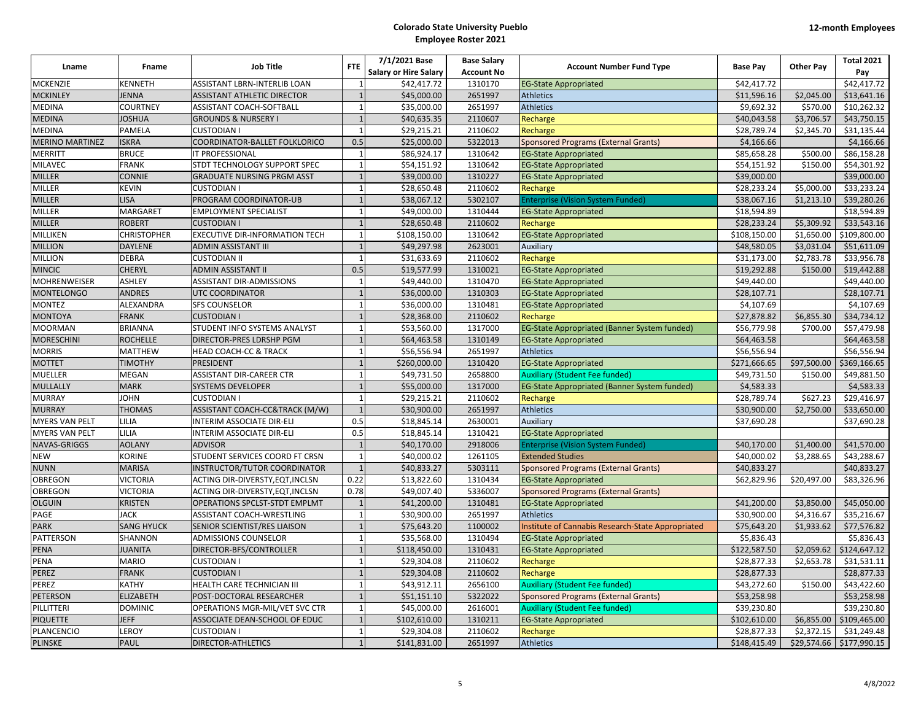**Colorado State University Pueblo**
**Employee Roster 2021**

**12-month Employees**

| Lname | Fname | Job Title | FTE | 7/1/2021 Base Salary or Hire Salary | Base Salary Account No | Account Number Fund Type | Base Pay | Other Pay | Total 2021 Pay |
|---|---|---|---|---|---|---|---|---|---|
| MCKENZIE | KENNETH | ASSISTANT LBRN-INTERLIB LOAN | 1 | $42,417.72 | 1310170 | EG-State Appropriated | $42,417.72 | | $42,417.72 |
| MCKINLEY | JENNA | ASSISTANT ATHLETIC DIRECTOR | 1 | $45,000.00 | 2651997 | Athletics | $11,596.16 | $2,045.00 | $13,641.16 |
| MEDINA | COURTNEY | ASSISTANT COACH-SOFTBALL | 1 | $35,000.00 | 2651997 | Athletics | $9,692.32 | $570.00 | $10,262.32 |
| MEDINA | JOSHUA | GROUNDS & NURSERY I | 1 | $40,635.35 | 2110607 | Recharge | $40,043.58 | $3,706.57 | $43,750.15 |
| MEDINA | PAMELA | CUSTODIAN I | 1 | $29,215.21 | 2110602 | Recharge | $28,789.74 | $2,345.70 | $31,135.44 |
| MERINO MARTINEZ | ISKRA | COORDINATOR-BALLET FOLKLORICO | 0.5 | $25,000.00 | 5322013 | Sponsored Programs (External Grants) | $4,166.66 | | $4,166.66 |
| MERRITT | BRUCE | IT PROFESSIONAL | 1 | $86,924.17 | 1310642 | EG-State Appropriated | $85,658.28 | $500.00 | $86,158.28 |
| MILAVEC | FRANK | STDT TECHNOLOGY SUPPORT SPEC | 1 | $54,151.92 | 1310642 | EG-State Appropriated | $54,151.92 | $150.00 | $54,301.92 |
| MILLER | CONNIE | GRADUATE NURSING PRGM ASST | 1 | $39,000.00 | 1310227 | EG-State Appropriated | $39,000.00 | | $39,000.00 |
| MILLER | KEVIN | CUSTODIAN I | 1 | $28,650.48 | 2110602 | Recharge | $28,233.24 | $5,000.00 | $33,233.24 |
| MILLER | LISA | PROGRAM COORDINATOR-UB | 1 | $38,067.12 | 5302107 | Enterprise (Vision System Funded) | $38,067.16 | $1,213.10 | $39,280.26 |
| MILLER | MARGARET | EMPLOYMENT SPECIALIST | 1 | $49,000.00 | 1310444 | EG-State Appropriated | $18,594.89 | | $18,594.89 |
| MILLER | ROBERT | CUSTODIAN I | 1 | $28,650.48 | 2110602 | Recharge | $28,233.24 | $5,309.92 | $33,543.16 |
| MILLIKEN | CHRISTOPHER | EXECUTIVE DIR-INFORMATION TECH | 1 | $108,150.00 | 1310642 | EG-State Appropriated | $108,150.00 | $1,650.00 | $109,800.00 |
| MILLION | DAYLENE | ADMIN ASSISTANT III | 1 | $49,297.98 | 2623001 | Auxiliary | $48,580.05 | $3,031.04 | $51,611.09 |
| MILLION | DEBRA | CUSTODIAN II | 1 | $31,633.69 | 2110602 | Recharge | $31,173.00 | $2,783.78 | $33,956.78 |
| MINCIC | CHERYL | ADMIN ASSISTANT II | 0.5 | $19,577.99 | 1310021 | EG-State Appropriated | $19,292.88 | $150.00 | $19,442.88 |
| MOHRENWEISER | ASHLEY | ASSISTANT DIR-ADMISSIONS | 1 | $49,440.00 | 1310470 | EG-State Appropriated | $49,440.00 | | $49,440.00 |
| MONTELONGO | ANDRES | UTC COORDINATOR | 1 | $36,000.00 | 1310303 | EG-State Appropriated | $28,107.71 | | $28,107.71 |
| MONTEZ | ALEXANDRA | SFS COUNSELOR | 1 | $36,000.00 | 1310481 | EG-State Appropriated | $4,107.69 | | $4,107.69 |
| MONTOYA | FRANK | CUSTODIAN I | 1 | $28,368.00 | 2110602 | Recharge | $27,878.82 | $6,855.30 | $34,734.12 |
| MOORMAN | BRIANNA | STUDENT INFO SYSTEMS ANALYST | 1 | $53,560.00 | 1317000 | EG-State Appropriated (Banner System funded) | $56,779.98 | $700.00 | $57,479.98 |
| MORESCHINI | ROCHELLE | DIRECTOR-PRES LDRSHP PGM | 1 | $64,463.58 | 1310149 | EG-State Appropriated | $64,463.58 | | $64,463.58 |
| MORRIS | MATTHEW | HEAD COACH-CC & TRACK | 1 | $56,556.94 | 2651997 | Athletics | $56,556.94 | | $56,556.94 |
| MOTTET | TIMOTHY | PRESIDENT | 1 | $260,000.00 | 1310420 | EG-State Appropriated | $271,666.65 | $97,500.00 | $369,166.65 |
| MUELLER | MEGAN | ASSISTANT DIR-CAREER CTR | 1 | $49,731.50 | 2658800 | Auxiliary (Student Fee funded) | $49,731.50 | $150.00 | $49,881.50 |
| MULLALLY | MARK | SYSTEMS DEVELOPER | 1 | $55,000.00 | 1317000 | EG-State Appropriated (Banner System funded) | $4,583.33 | | $4,583.33 |
| MURRAY | JOHN | CUSTODIAN I | 1 | $29,215.21 | 2110602 | Recharge | $28,789.74 | $627.23 | $29,416.97 |
| MURRAY | THOMAS | ASSISTANT COACH-CC&TRACK (M/W) | 1 | $30,900.00 | 2651997 | Athletics | $30,900.00 | $2,750.00 | $33,650.00 |
| MYERS VAN PELT | LILIA | INTERIM ASSOCIATE DIR-ELI | 0.5 | $18,845.14 | 2630001 | Auxiliary | $37,690.28 | | $37,690.28 |
| MYERS VAN PELT | LILIA | INTERIM ASSOCIATE DIR-ELI | 0.5 | $18,845.14 | 1310421 | EG-State Appropriated | | | |
| NAVAS-GRIGGS | AOLANY | ADVISOR | 1 | $40,170.00 | 2918006 | Enterprise (Vision System Funded) | $40,170.00 | $1,400.00 | $41,570.00 |
| NEW | KORINE | STUDENT SERVICES COORD FT CRSN | 1 | $40,000.02 | 1261105 | Extended Studies | $40,000.02 | $3,288.65 | $43,288.67 |
| NUNN | MARISA | INSTRUCTOR/TUTOR COORDINATOR | 1 | $40,833.27 | 5303111 | Sponsored Programs (External Grants) | $40,833.27 | | $40,833.27 |
| OBREGON | VICTORIA | ACTING DIR-DIVERSTY,EQT,INCLSN | 0.22 | $13,822.60 | 1310434 | EG-State Appropriated | $62,829.96 | $20,497.00 | $83,326.96 |
| OBREGON | VICTORIA | ACTING DIR-DIVERSTY,EQT,INCLSN | 0.78 | $49,007.40 | 5336007 | Sponsored Programs (External Grants) | | | |
| OLGUIN | KRISTEN | OPERATIONS SPCLST-STDT EMPLMT | 1 | $41,200.00 | 1310481 | EG-State Appropriated | $41,200.00 | $3,850.00 | $45,050.00 |
| PAGE | JACK | ASSISTANT COACH-WRESTLING | 1 | $30,900.00 | 2651997 | Athletics | $30,900.00 | $4,316.67 | $35,216.67 |
| PARK | SANG HYUCK | SENIOR SCIENTIST/RES LIAISON | 1 | $75,643.20 | 1100002 | Institute of Cannabis Research-State Appropriated | $75,643.20 | $1,933.62 | $77,576.82 |
| PATTERSON | SHANNON | ADMISSIONS COUNSELOR | 1 | $35,568.00 | 1310494 | EG-State Appropriated | $5,836.43 | | $5,836.43 |
| PENA | JUANITA | DIRECTOR-BFS/CONTROLLER | 1 | $118,450.00 | 1310431 | EG-State Appropriated | $122,587.50 | $2,059.62 | $124,647.12 |
| PENA | MARIO | CUSTODIAN I | 1 | $29,304.08 | 2110602 | Recharge | $28,877.33 | $2,653.78 | $31,531.11 |
| PEREZ | FRANK | CUSTODIAN I | 1 | $29,304.08 | 2110602 | Recharge | $28,877.33 | | $28,877.33 |
| PEREZ | KATHY | HEALTH CARE TECHNICIAN III | 1 | $43,912.11 | 2656100 | Auxiliary (Student Fee funded) | $43,272.60 | $150.00 | $43,422.60 |
| PETERSON | ELIZABETH | POST-DOCTORAL RESEARCHER | 1 | $51,151.10 | 5322022 | Sponsored Programs (External Grants) | $53,258.98 | | $53,258.98 |
| PILLITTERI | DOMINIC | OPERATIONS MGR-MIL/VET SVC CTR | 1 | $45,000.00 | 2616001 | Auxiliary (Student Fee funded) | $39,230.80 | | $39,230.80 |
| PIQUETTE | JEFF | ASSOCIATE DEAN-SCHOOL OF EDUC | 1 | $102,610.00 | 1310211 | EG-State Appropriated | $102,610.00 | $6,855.00 | $109,465.00 |
| PLANCENCIO | LEROY | CUSTODIAN I | 1 | $29,304.08 | 2110602 | Recharge | $28,877.33 | $2,372.15 | $31,249.48 |
| PLINSKE | PAUL | DIRECTOR-ATHLETICS | 1 | $141,831.00 | 2651997 | Athletics | $148,415.49 | $29,574.66 | $177,990.15 |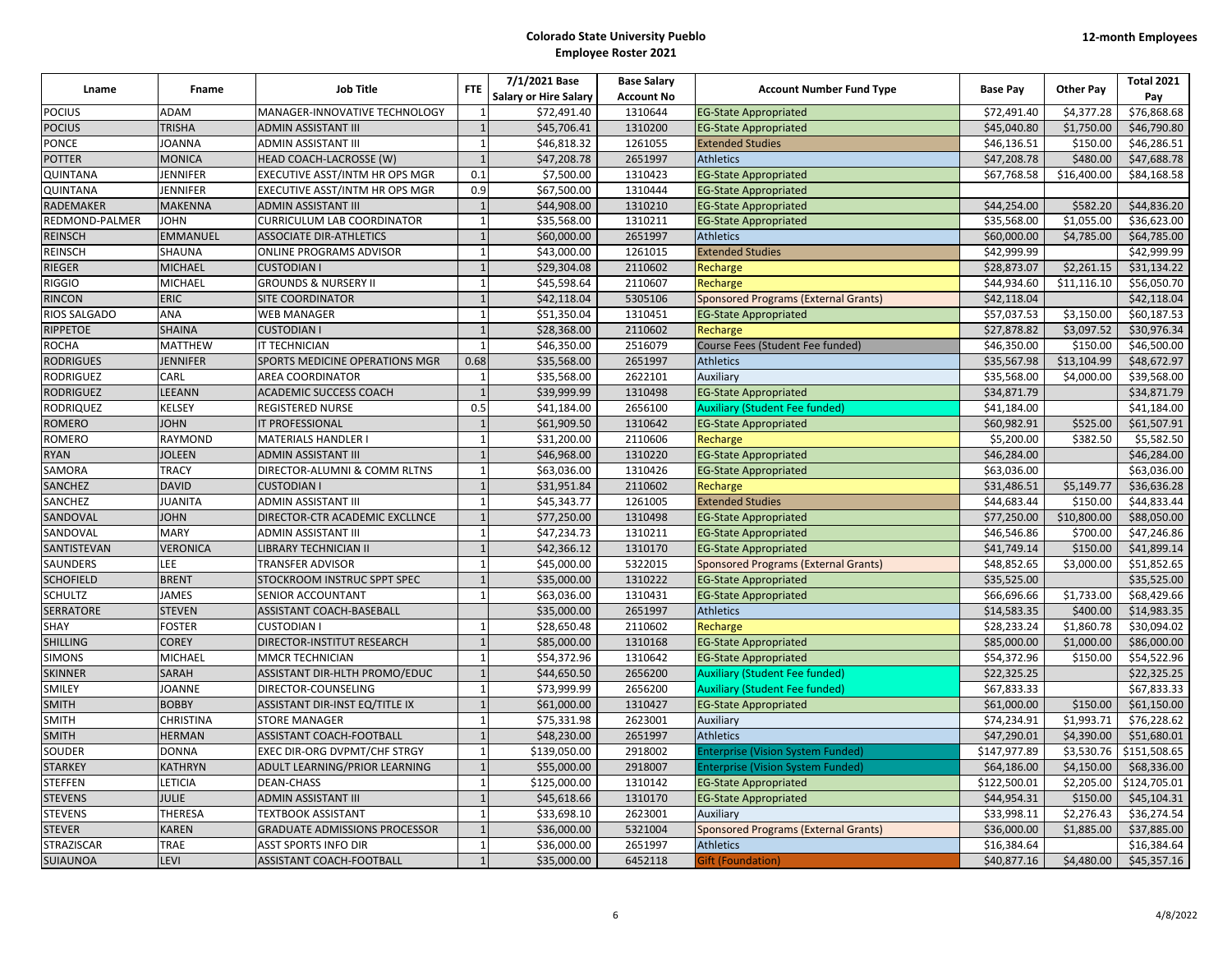# Colorado State University Pueblo
## Employee Roster 2021

**12-month Employees**

| Lname | Fname | Job Title | FTE | 7/1/2021 Base Salary or Hire Salary | Base Salary Account No | Account Number Fund Type | Base Pay | Other Pay | Total 2021 Pay |
|---|---|---|---|---|---|---|---|---|---|
| POCIUS | ADAM | MANAGER-INNOVATIVE TECHNOLOGY | 1 | $72,491.40 | 1310644 | EG-State Appropriated | $72,491.40 | $4,377.28 | $76,868.68 |
| POCIUS | TRISHA | ADMIN ASSISTANT III | 1 | $45,706.41 | 1310200 | EG-State Appropriated | $45,040.80 | $1,750.00 | $46,790.80 |
| PONCE | JOANNA | ADMIN ASSISTANT III | 1 | $46,818.32 | 1261055 | Extended Studies | $46,136.51 | $150.00 | $46,286.51 |
| POTTER | MONICA | HEAD COACH-LACROSSE (W) | 1 | $47,208.78 | 2651997 | Athletics | $47,208.78 | $480.00 | $47,688.78 |
| QUINTANA | JENNIFER | EXECUTIVE ASST/INTM HR OPS MGR | 0.1 | $7,500.00 | 1310423 | EG-State Appropriated | $67,768.58 | $16,400.00 | $84,168.58 |
| QUINTANA | JENNIFER | EXECUTIVE ASST/INTM HR OPS MGR | 0.9 | $67,500.00 | 1310444 | EG-State Appropriated | | | |
| RADEMAKER | MAKENNA | ADMIN ASSISTANT III | 1 | $44,908.00 | 1310210 | EG-State Appropriated | $44,254.00 | $582.20 | $44,836.20 |
| REDMOND-PALMER | JOHN | CURRICULUM LAB COORDINATOR | 1 | $35,568.00 | 1310211 | EG-State Appropriated | $35,568.00 | $1,055.00 | $36,623.00 |
| REINSCH | EMMANUEL | ASSOCIATE DIR-ATHLETICS | 1 | $60,000.00 | 2651997 | Athletics | $60,000.00 | $4,785.00 | $64,785.00 |
| REINSCH | SHAUNA | ONLINE PROGRAMS ADVISOR | 1 | $43,000.00 | 1261015 | Extended Studies | $42,999.99 | | $42,999.99 |
| RIEGER | MICHAEL | CUSTODIAN I | 1 | $29,304.08 | 2110602 | Recharge | $28,873.07 | $2,261.15 | $31,134.22 |
| RIGGIO | MICHAEL | GROUNDS & NURSERY II | 1 | $45,598.64 | 2110607 | Recharge | $44,934.60 | $11,116.10 | $56,050.70 |
| RINCON | ERIC | SITE COORDINATOR | 1 | $42,118.04 | 5305106 | Sponsored Programs (External Grants) | $42,118.04 | | $42,118.04 |
| RIOS SALGADO | ANA | WEB MANAGER | 1 | $51,350.04 | 1310451 | EG-State Appropriated | $57,037.53 | $3,150.00 | $60,187.53 |
| RIPPETOE | SHAINA | CUSTODIAN I | 1 | $28,368.00 | 2110602 | Recharge | $27,878.82 | $3,097.52 | $30,976.34 |
| ROCHA | MATTHEW | IT TECHNICIAN | 1 | $46,350.00 | 2516079 | Course Fees (Student Fee funded) | $46,350.00 | $150.00 | $46,500.00 |
| RODRIGUES | JENNIFER | SPORTS MEDICINE OPERATIONS MGR | 0.68 | $35,568.00 | 2651997 | Athletics | $35,567.98 | $13,104.99 | $48,672.97 |
| RODRIGUEZ | CARL | AREA COORDINATOR | 1 | $35,568.00 | 2622101 | Auxiliary | $35,568.00 | $4,000.00 | $39,568.00 |
| RODRIGUEZ | LEEANN | ACADEMIC SUCCESS COACH | 1 | $39,999.99 | 1310498 | EG-State Appropriated | $34,871.79 | | $34,871.79 |
| RODRIQUEZ | KELSEY | REGISTERED NURSE | 0.5 | $41,184.00 | 2656100 | Auxiliary (Student Fee funded) | $41,184.00 | | $41,184.00 |
| ROMERO | JOHN | IT PROFESSIONAL | 1 | $61,909.50 | 1310642 | EG-State Appropriated | $60,982.91 | $525.00 | $61,507.91 |
| ROMERO | RAYMOND | MATERIALS HANDLER I | 1 | $31,200.00 | 2110606 | Recharge | $5,200.00 | $382.50 | $5,582.50 |
| RYAN | JOLEEN | ADMIN ASSISTANT III | 1 | $46,968.00 | 1310220 | EG-State Appropriated | $46,284.00 | | $46,284.00 |
| SAMORA | TRACY | DIRECTOR-ALUMNI & COMM RLTNS | 1 | $63,036.00 | 1310426 | EG-State Appropriated | $63,036.00 | | $63,036.00 |
| SANCHEZ | DAVID | CUSTODIAN I | 1 | $31,951.84 | 2110602 | Recharge | $31,486.51 | $5,149.77 | $36,636.28 |
| SANCHEZ | JUANITA | ADMIN ASSISTANT III | 1 | $45,343.77 | 1261005 | Extended Studies | $44,683.44 | $150.00 | $44,833.44 |
| SANDOVAL | JOHN | DIRECTOR-CTR ACADEMIC EXCLLNCE | 1 | $77,250.00 | 1310498 | EG-State Appropriated | $77,250.00 | $10,800.00 | $88,050.00 |
| SANDOVAL | MARY | ADMIN ASSISTANT III | 1 | $47,234.73 | 1310211 | EG-State Appropriated | $46,546.86 | $700.00 | $47,246.86 |
| SANTISTEVAN | VERONICA | LIBRARY TECHNICIAN II | 1 | $42,366.12 | 1310170 | EG-State Appropriated | $41,749.14 | $150.00 | $41,899.14 |
| SAUNDERS | LEE | TRANSFER ADVISOR | 1 | $45,000.00 | 5322015 | Sponsored Programs (External Grants) | $48,852.65 | $3,000.00 | $51,852.65 |
| SCHOFIELD | BRENT | STOCKROOM INSTRUC SPPT SPEC | 1 | $35,000.00 | 1310222 | EG-State Appropriated | $35,525.00 | | $35,525.00 |
| SCHULTZ | JAMES | SENIOR ACCOUNTANT | 1 | $63,036.00 | 1310431 | EG-State Appropriated | $66,696.66 | $1,733.00 | $68,429.66 |
| SERRATORE | STEVEN | ASSISTANT COACH-BASEBALL | | $35,000.00 | 2651997 | Athletics | $14,583.35 | $400.00 | $14,983.35 |
| SHAY | FOSTER | CUSTODIAN I | 1 | $28,650.48 | 2110602 | Recharge | $28,233.24 | $1,860.78 | $30,094.02 |
| SHILLING | COREY | DIRECTOR-INSTITUT RESEARCH | 1 | $85,000.00 | 1310168 | EG-State Appropriated | $85,000.00 | $1,000.00 | $86,000.00 |
| SIMONS | MICHAEL | MMCR TECHNICIAN | 1 | $54,372.96 | 1310642 | EG-State Appropriated | $54,372.96 | $150.00 | $54,522.96 |
| SKINNER | SARAH | ASSISTANT DIR-HLTH PROMO/EDUC | 1 | $44,650.50 | 2656200 | Auxiliary (Student Fee funded) | $22,325.25 | | $22,325.25 |
| SMILEY | JOANNE | DIRECTOR-COUNSELING | 1 | $73,999.99 | 2656200 | Auxiliary (Student Fee funded) | $67,833.33 | | $67,833.33 |
| SMITH | BOBBY | ASSISTANT DIR-INST EQ/TITLE IX | 1 | $61,000.00 | 1310427 | EG-State Appropriated | $61,000.00 | $150.00 | $61,150.00 |
| SMITH | CHRISTINA | STORE MANAGER | 1 | $75,331.98 | 2623001 | Auxiliary | $74,234.91 | $1,993.71 | $76,228.62 |
| SMITH | HERMAN | ASSISTANT COACH-FOOTBALL | 1 | $48,230.00 | 2651997 | Athletics | $47,290.01 | $4,390.00 | $51,680.01 |
| SOUDER | DONNA | EXEC DIR-ORG DVPMT/CHF STRGY | 1 | $139,050.00 | 2918002 | Enterprise (Vision System Funded) | $147,977.89 | $3,530.76 | $151,508.65 |
| STARKEY | KATHRYN | ADULT LEARNING/PRIOR LEARNING | 1 | $55,000.00 | 2918007 | Enterprise (Vision System Funded) | $64,186.00 | $4,150.00 | $68,336.00 |
| STEFFEN | LETICIA | DEAN-CHASS | 1 | $125,000.00 | 1310142 | EG-State Appropriated | $122,500.01 | $2,205.00 | $124,705.01 |
| STEVENS | JULIE | ADMIN ASSISTANT III | 1 | $45,618.66 | 1310170 | EG-State Appropriated | $44,954.31 | $150.00 | $45,104.31 |
| STEVENS | THERESA | TEXTBOOK ASSISTANT | 1 | $33,698.10 | 2623001 | Auxiliary | $33,998.11 | $2,276.43 | $36,274.54 |
| STEVER | KAREN | GRADUATE ADMISSIONS PROCESSOR | 1 | $36,000.00 | 5321004 | Sponsored Programs (External Grants) | $36,000.00 | $1,885.00 | $37,885.00 |
| STRAZISCAR | TRAE | ASST SPORTS INFO DIR | 1 | $36,000.00 | 2651997 | Athletics | $16,384.64 | | $16,384.64 |
| SUIAUNOA | LEVI | ASSISTANT COACH-FOOTBALL | 1 | $35,000.00 | 6452118 | Gift (Foundation) | $40,877.16 | $4,480.00 | $45,357.16 |

4/8/2022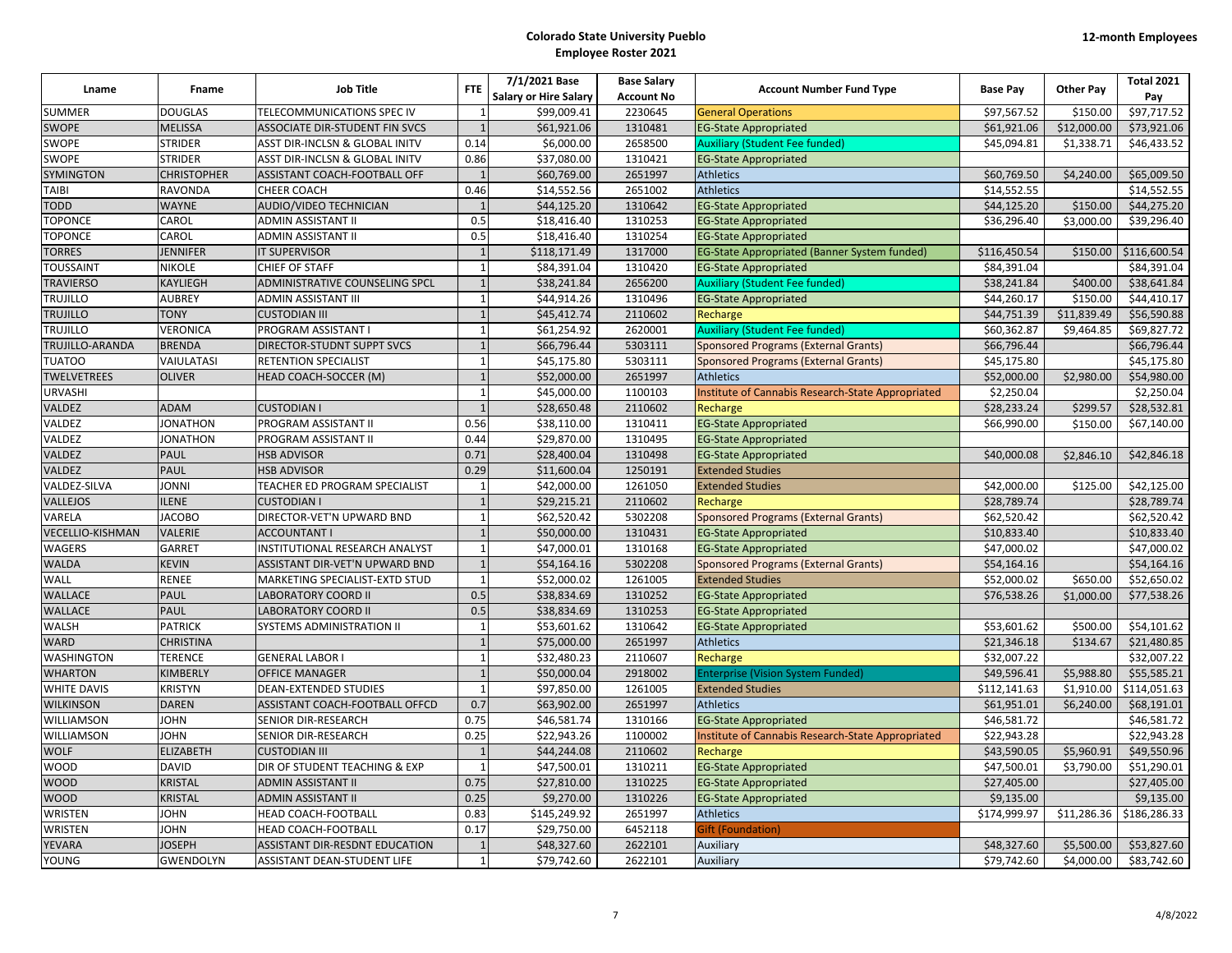**Colorado State University Pueblo**
**Employee Roster 2021**

**12-month Employees**

| Lname | Fname | Job Title | FTE | 7/1/2021 Base Salary or Hire Salary | Base Salary Account No | Account Number Fund Type | Base Pay | Other Pay | Total 2021 Pay |
|---|---|---|---|---|---|---|---|---|---|
| SUMMER | DOUGLAS | TELECOMMUNICATIONS SPEC IV | 1 | $99,009.41 | 2230645 | General Operations | $97,567.52 | $150.00 | $97,717.52 |
| SWOPE | MELISSA | ASSOCIATE DIR-STUDENT FIN SVCS | 1 | $61,921.06 | 1310481 | EG-State Appropriated | $61,921.06 | $12,000.00 | $73,921.06 |
| SWOPE | STRIDER | ASST DIR-INCLSN & GLOBAL INITV | 0.14 | $6,000.00 | 2658500 | Auxiliary (Student Fee funded) | $45,094.81 | $1,338.71 | $46,433.52 |
| SWOPE | STRIDER | ASST DIR-INCLSN & GLOBAL INITV | 0.86 | $37,080.00 | 1310421 | EG-State Appropriated | | | |
| SYMINGTON | CHRISTOPHER | ASSISTANT COACH-FOOTBALL OFF | 1 | $60,769.00 | 2651997 | Athletics | $60,769.50 | $4,240.00 | $65,009.50 |
| TAIBI | RAVONDA | CHEER COACH | 0.46 | $14,552.56 | 2651002 | Athletics | $14,552.55 | | $14,552.55 |
| TODD | WAYNE | AUDIO/VIDEO TECHNICIAN | 1 | $44,125.20 | 1310642 | EG-State Appropriated | $44,125.20 | $150.00 | $44,275.20 |
| TOPONCE | CAROL | ADMIN ASSISTANT II | 0.5 | $18,416.40 | 1310253 | EG-State Appropriated | $36,296.40 | $3,000.00 | $39,296.40 |
| TOPONCE | CAROL | ADMIN ASSISTANT II | 0.5 | $18,416.40 | 1310254 | EG-State Appropriated | | | |
| TORRES | JENNIFER | IT SUPERVISOR | 1 | $118,171.49 | 1317000 | EG-State Appropriated (Banner System funded) | $116,450.54 | $150.00 | $116,600.54 |
| TOUSSAINT | NIKOLE | CHIEF OF STAFF | 1 | $84,391.04 | 1310420 | EG-State Appropriated | $84,391.04 | | $84,391.04 |
| TRAVIERSO | KAYLIEGH | ADMINISTRATIVE COUNSELING SPCL | 1 | $38,241.84 | 2656200 | Auxiliary (Student Fee funded) | $38,241.84 | $400.00 | $38,641.84 |
| TRUJILLO | AUBREY | ADMIN ASSISTANT III | 1 | $44,914.26 | 1310496 | EG-State Appropriated | $44,260.17 | $150.00 | $44,410.17 |
| TRUJILLO | TONY | CUSTODIAN III | 1 | $45,412.74 | 2110602 | Recharge | $44,751.39 | $11,839.49 | $56,590.88 |
| TRUJILLO | VERONICA | PROGRAM ASSISTANT I | 1 | $61,254.92 | 2620001 | Auxiliary (Student Fee funded) | $60,362.87 | $9,464.85 | $69,827.72 |
| TRUJILLO-ARANDA | BRENDA | DIRECTOR-STUDNT SUPPT SVCS | 1 | $66,796.44 | 5303111 | Sponsored Programs (External Grants) | $66,796.44 | | $66,796.44 |
| TUATOO | VAIULATASI | RETENTION SPECIALIST | 1 | $45,175.80 | 5303111 | Sponsored Programs (External Grants) | $45,175.80 | | $45,175.80 |
| TWELVETREES | OLIVER | HEAD COACH-SOCCER (M) | 1 | $52,000.00 | 2651997 | Athletics | $52,000.00 | $2,980.00 | $54,980.00 |
| URVASHI | | | 1 | $45,000.00 | 1100103 | Institute of Cannabis Research-State Appropriated | $2,250.04 | | $2,250.04 |
| VALDEZ | ADAM | CUSTODIAN I | 1 | $28,650.48 | 2110602 | Recharge | $28,233.24 | $299.57 | $28,532.81 |
| VALDEZ | JONATHON | PROGRAM ASSISTANT II | 0.56 | $38,110.00 | 1310411 | EG-State Appropriated | $66,990.00 | $150.00 | $67,140.00 |
| VALDEZ | JONATHON | PROGRAM ASSISTANT II | 0.44 | $29,870.00 | 1310495 | EG-State Appropriated | | | |
| VALDEZ | PAUL | HSB ADVISOR | 0.71 | $28,400.04 | 1310498 | EG-State Appropriated | $40,000.08 | $2,846.10 | $42,846.18 |
| VALDEZ | PAUL | HSB ADVISOR | 0.29 | $11,600.04 | 1250191 | Extended Studies | | | |
| VALDEZ-SILVA | JONNI | TEACHER ED PROGRAM SPECIALIST | 1 | $42,000.00 | 1261050 | Extended Studies | $42,000.00 | $125.00 | $42,125.00 |
| VALLEJOS | ILENE | CUSTODIAN I | 1 | $29,215.21 | 2110602 | Recharge | $28,789.74 | | $28,789.74 |
| VARELA | JACOBO | DIRECTOR-VET'N UPWARD BND | 1 | $62,520.42 | 5302208 | Sponsored Programs (External Grants) | $62,520.42 | | $62,520.42 |
| VECELLIO-KISHMAN | VALERIE | ACCOUNTANT I | 1 | $50,000.00 | 1310431 | EG-State Appropriated | $10,833.40 | | $10,833.40 |
| WAGERS | GARRET | INSTITUTIONAL RESEARCH ANALYST | 1 | $47,000.01 | 1310168 | EG-State Appropriated | $47,000.02 | | $47,000.02 |
| WALDA | KEVIN | ASSISTANT DIR-VET'N UPWARD BND | 1 | $54,164.16 | 5302208 | Sponsored Programs (External Grants) | $54,164.16 | | $54,164.16 |
| WALL | RENEE | MARKETING SPECIALIST-EXTD STUD | 1 | $52,000.02 | 1261005 | Extended Studies | $52,000.02 | $650.00 | $52,650.02 |
| WALLACE | PAUL | LABORATORY COORD II | 0.5 | $38,834.69 | 1310252 | EG-State Appropriated | $76,538.26 | $1,000.00 | $77,538.26 |
| WALLACE | PAUL | LABORATORY COORD II | 0.5 | $38,834.69 | 1310253 | EG-State Appropriated | | | |
| WALSH | PATRICK | SYSTEMS ADMINISTRATION II | 1 | $53,601.62 | 1310642 | EG-State Appropriated | $53,601.62 | $500.00 | $54,101.62 |
| WARD | CHRISTINA | | 1 | $75,000.00 | 2651997 | Athletics | $21,346.18 | $134.67 | $21,480.85 |
| WASHINGTON | TERENCE | GENERAL LABOR I | 1 | $32,480.23 | 2110607 | Recharge | $32,007.22 | | $32,007.22 |
| WHARTON | KIMBERLY | OFFICE MANAGER | 1 | $50,000.04 | 2918002 | Enterprise (Vision System Funded) | $49,596.41 | $5,988.80 | $55,585.21 |
| WHITE DAVIS | KRISTYN | DEAN-EXTENDED STUDIES | 1 | $97,850.00 | 1261005 | Extended Studies | $112,141.63 | $1,910.00 | $114,051.63 |
| WILKINSON | DAREN | ASSISTANT COACH-FOOTBALL OFFCD | 0.7 | $63,902.00 | 2651997 | Athletics | $61,951.01 | $6,240.00 | $68,191.01 |
| WILLIAMSON | JOHN | SENIOR DIR-RESEARCH | 0.75 | $46,581.74 | 1310166 | EG-State Appropriated | $46,581.72 | | $46,581.72 |
| WILLIAMSON | JOHN | SENIOR DIR-RESEARCH | 0.25 | $22,943.26 | 1100002 | Institute of Cannabis Research-State Appropriated | $22,943.28 | | $22,943.28 |
| WOLF | ELIZABETH | CUSTODIAN III | 1 | $44,244.08 | 2110602 | Recharge | $43,590.05 | $5,960.91 | $49,550.96 |
| WOOD | DAVID | DIR OF STUDENT TEACHING & EXP | 1 | $47,500.01 | 1310211 | EG-State Appropriated | $47,500.01 | $3,790.00 | $51,290.01 |
| WOOD | KRISTAL | ADMIN ASSISTANT II | 0.75 | $27,810.00 | 1310225 | EG-State Appropriated | $27,405.00 | | $27,405.00 |
| WOOD | KRISTAL | ADMIN ASSISTANT II | 0.25 | $9,270.00 | 1310226 | EG-State Appropriated | $9,135.00 | | $9,135.00 |
| WRISTEN | JOHN | HEAD COACH-FOOTBALL | 0.83 | $145,249.92 | 2651997 | Athletics | $174,999.97 | $11,286.36 | $186,286.33 |
| WRISTEN | JOHN | HEAD COACH-FOOTBALL | 0.17 | $29,750.00 | 6452118 | Gift (Foundation) | | | |
| YEVARA | JOSEPH | ASSISTANT DIR-RESDNT EDUCATION | 1 | $48,327.60 | 2622101 | Auxiliary | $48,327.60 | $5,500.00 | $53,827.60 |
| YOUNG | GWENDOLYN | ASSISTANT DEAN-STUDENT LIFE | 1 | $79,742.60 | 2622101 | Auxiliary | $79,742.60 | $4,000.00 | $83,742.60 |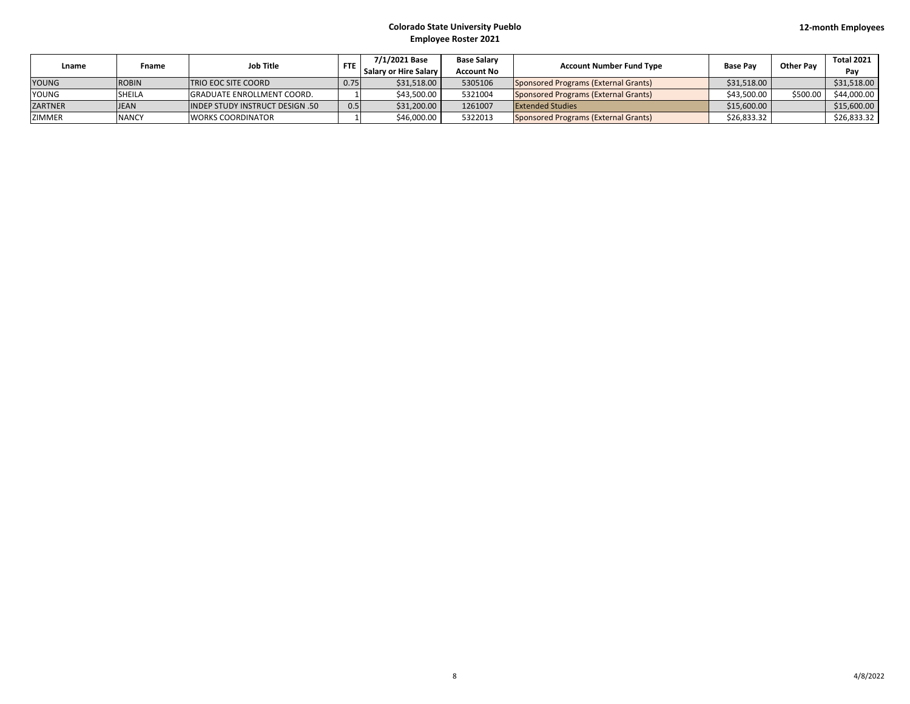| Lname | Fname | Job Title | FTE | 7/1/2021 Base Salary or Hire Salary | Base Salary Account No | Account Number Fund Type | Base Pay | Other Pay | Total 2021 Pay |
|---|---|---|---|---|---|---|---|---|---|
| YOUNG | ROBIN | TRIO EOC SITE COORD | 0.75 | $31,518.00 | 5305106 | Sponsored Programs (External Grants) | $31,518.00 | | $31,518.00 |
| YOUNG | SHEILA | GRADUATE ENROLLMENT COORD. | 1 | $43,500.00 | 5321004 | Sponsored Programs (External Grants) | $43,500.00 | $500.00 | $44,000.00 |
| ZARTNER | JEAN | INDEP STUDY INSTRUCT DESIGN .50 | 0.5 | $31,200.00 | 1261007 | Extended Studies | $15,600.00 | | $15,600.00 |
| ZIMMER | NANCY | WORKS COORDINATOR | 1 | $46,000.00 | 5322013 | Sponsored Programs (External Grants) | $26,833.32 | | $26,833.32 |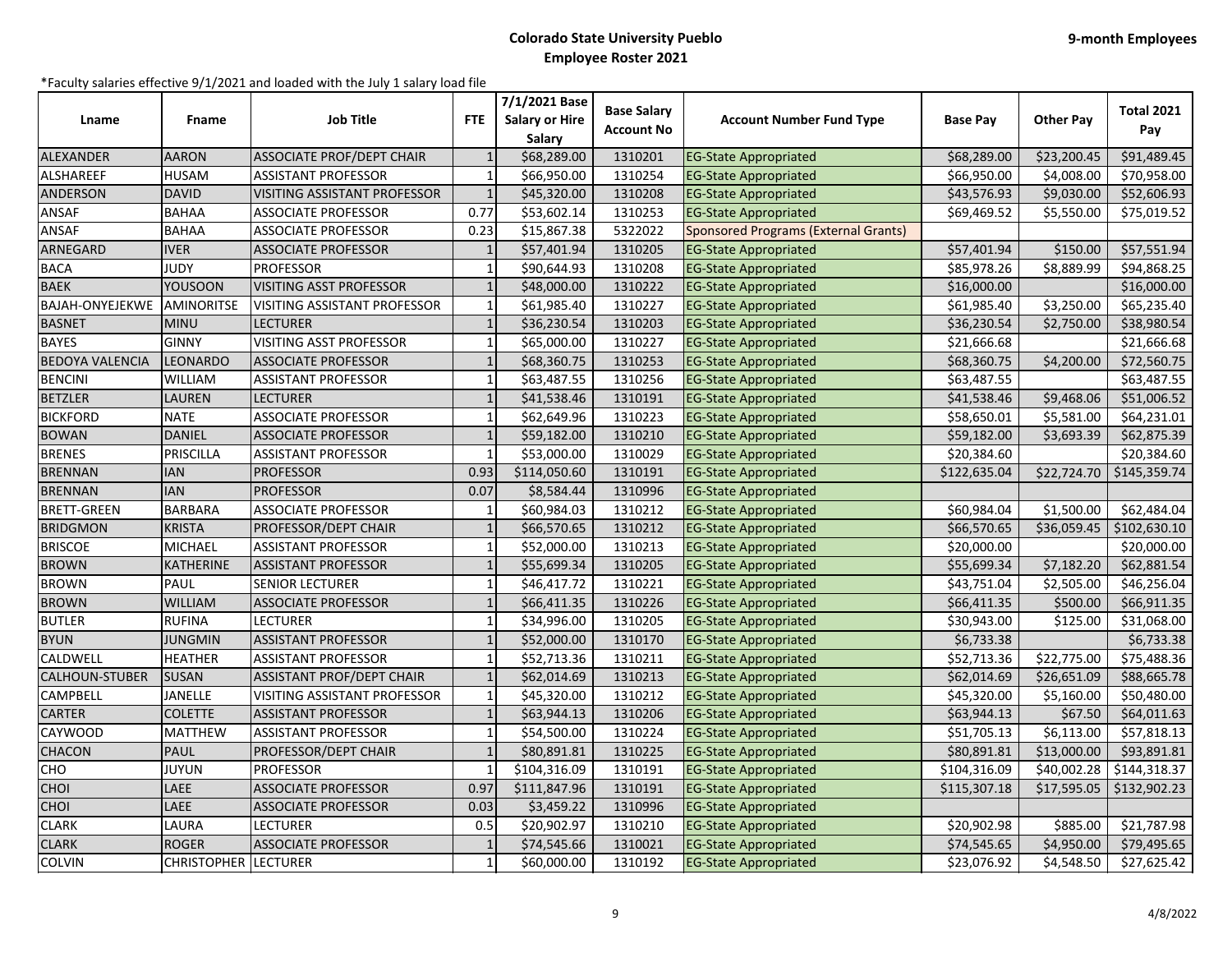**Colorado State University Pueblo**
**Employee Roster 2021**

**9-month Employees**

*Faculty salaries effective 9/1/2021 and loaded with the July 1 salary load file

| Lname | Fname | Job Title | FTE | 7/1/2021 Base Salary or Hire Salary | Base Salary Account No | Account Number Fund Type | Base Pay | Other Pay | Total 2021 Pay |
|---|---|---|---|---|---|---|---|---|---|
| ALEXANDER | AARON | ASSOCIATE PROF/DEPT CHAIR | 1 | $68,289.00 | 1310201 | EG-State Appropriated | $68,289.00 | $23,200.45 | $91,489.45 |
| ALSHAREEF | HUSAM | ASSISTANT PROFESSOR | 1 | $66,950.00 | 1310254 | EG-State Appropriated | $66,950.00 | $4,008.00 | $70,958.00 |
| ANDERSON | DAVID | VISITING ASSISTANT PROFESSOR | 1 | $45,320.00 | 1310208 | EG-State Appropriated | $43,576.93 | $9,030.00 | $52,606.93 |
| ANSAF | BAHAA | ASSOCIATE PROFESSOR | 0.77 | $53,602.14 | 1310253 | EG-State Appropriated | $69,469.52 | $5,550.00 | $75,019.52 |
| ANSAF | BAHAA | ASSOCIATE PROFESSOR | 0.23 | $15,867.38 | 5322022 | Sponsored Programs (External Grants) | | | |
| ARNEGARD | IVER | ASSOCIATE PROFESSOR | 1 | $57,401.94 | 1310205 | EG-State Appropriated | $57,401.94 | $150.00 | $57,551.94 |
| BACA | JUDY | PROFESSOR | 1 | $90,644.93 | 1310208 | EG-State Appropriated | $85,978.26 | $8,889.99 | $94,868.25 |
| BAEK | YOUSOON | VISITING ASST PROFESSOR | 1 | $48,000.00 | 1310222 | EG-State Appropriated | $16,000.00 | | $16,000.00 |
| BAJAH-ONYEJEKWE | AMINORITSE | VISITING ASSISTANT PROFESSOR | 1 | $61,985.40 | 1310227 | EG-State Appropriated | $61,985.40 | $3,250.00 | $65,235.40 |
| BASNET | MINU | LECTURER | 1 | $36,230.54 | 1310203 | EG-State Appropriated | $36,230.54 | $2,750.00 | $38,980.54 |
| BAYES | GINNY | VISITING ASST PROFESSOR | 1 | $65,000.00 | 1310227 | EG-State Appropriated | $21,666.68 | | $21,666.68 |
| BEDOYA VALENCIA | LEONARDO | ASSOCIATE PROFESSOR | 1 | $68,360.75 | 1310253 | EG-State Appropriated | $68,360.75 | $4,200.00 | $72,560.75 |
| BENCINI | WILLIAM | ASSISTANT PROFESSOR | 1 | $63,487.55 | 1310256 | EG-State Appropriated | $63,487.55 | | $63,487.55 |
| BETZLER | LAUREN | LECTURER | 1 | $41,538.46 | 1310191 | EG-State Appropriated | $41,538.46 | $9,468.06 | $51,006.52 |
| BICKFORD | NATE | ASSOCIATE PROFESSOR | 1 | $62,649.96 | 1310223 | EG-State Appropriated | $58,650.01 | $5,581.00 | $64,231.01 |
| BOWAN | DANIEL | ASSOCIATE PROFESSOR | 1 | $59,182.00 | 1310210 | EG-State Appropriated | $59,182.00 | $3,693.39 | $62,875.39 |
| BRENES | PRISCILLA | ASSISTANT PROFESSOR | 1 | $53,000.00 | 1310029 | EG-State Appropriated | $20,384.60 | | $20,384.60 |
| BRENNAN | IAN | PROFESSOR | 0.93 | $114,050.60 | 1310191 | EG-State Appropriated | $122,635.04 | $22,724.70 | $145,359.74 |
| BRENNAN | IAN | PROFESSOR | 0.07 | $8,584.44 | 1310996 | EG-State Appropriated | | | |
| BRETT-GREEN | BARBARA | ASSOCIATE PROFESSOR | 1 | $60,984.03 | 1310212 | EG-State Appropriated | $60,984.04 | $1,500.00 | $62,484.04 |
| BRIDGMON | KRISTA | PROFESSOR/DEPT CHAIR | 1 | $66,570.65 | 1310212 | EG-State Appropriated | $66,570.65 | $36,059.45 | $102,630.10 |
| BRISCOE | MICHAEL | ASSISTANT PROFESSOR | 1 | $52,000.00 | 1310213 | EG-State Appropriated | $20,000.00 | | $20,000.00 |
| BROWN | KATHERINE | ASSISTANT PROFESSOR | 1 | $55,699.34 | 1310205 | EG-State Appropriated | $55,699.34 | $7,182.20 | $62,881.54 |
| BROWN | PAUL | SENIOR LECTURER | 1 | $46,417.72 | 1310221 | EG-State Appropriated | $43,751.04 | $2,505.00 | $46,256.04 |
| BROWN | WILLIAM | ASSOCIATE PROFESSOR | 1 | $66,411.35 | 1310226 | EG-State Appropriated | $66,411.35 | $500.00 | $66,911.35 |
| BUTLER | RUFINA | LECTURER | 1 | $34,996.00 | 1310205 | EG-State Appropriated | $30,943.00 | $125.00 | $31,068.00 |
| BYUN | JUNGMIN | ASSISTANT PROFESSOR | 1 | $52,000.00 | 1310170 | EG-State Appropriated | $6,733.38 | | $6,733.38 |
| CALDWELL | HEATHER | ASSISTANT PROFESSOR | 1 | $52,713.36 | 1310211 | EG-State Appropriated | $52,713.36 | $22,775.00 | $75,488.36 |
| CALHOUN-STUBER | SUSAN | ASSISTANT PROF/DEPT CHAIR | 1 | $62,014.69 | 1310213 | EG-State Appropriated | $62,014.69 | $26,651.09 | $88,665.78 |
| CAMPBELL | JANELLE | VISITING ASSISTANT PROFESSOR | 1 | $45,320.00 | 1310212 | EG-State Appropriated | $45,320.00 | $5,160.00 | $50,480.00 |
| CARTER | COLETTE | ASSISTANT PROFESSOR | 1 | $63,944.13 | 1310206 | EG-State Appropriated | $63,944.13 | $67.50 | $64,011.63 |
| CAYWOOD | MATTHEW | ASSISTANT PROFESSOR | 1 | $54,500.00 | 1310224 | EG-State Appropriated | $51,705.13 | $6,113.00 | $57,818.13 |
| CHACON | PAUL | PROFESSOR/DEPT CHAIR | 1 | $80,891.81 | 1310225 | EG-State Appropriated | $80,891.81 | $13,000.00 | $93,891.81 |
| CHO | JUYUN | PROFESSOR | 1 | $104,316.09 | 1310191 | EG-State Appropriated | $104,316.09 | $40,002.28 | $144,318.37 |
| CHOI | LAEE | ASSOCIATE PROFESSOR | 0.97 | $111,847.96 | 1310191 | EG-State Appropriated | $115,307.18 | $17,595.05 | $132,902.23 |
| CHOI | LAEE | ASSOCIATE PROFESSOR | 0.03 | $3,459.22 | 1310996 | EG-State Appropriated | | | |
| CLARK | LAURA | LECTURER | 0.5 | $20,902.97 | 1310210 | EG-State Appropriated | $20,902.98 | $885.00 | $21,787.98 |
| CLARK | ROGER | ASSOCIATE PROFESSOR | 1 | $74,545.66 | 1310021 | EG-State Appropriated | $74,545.65 | $4,950.00 | $79,495.65 |
| COLVIN | CHRISTOPHER | LECTURER | 1 | $60,000.00 | 1310192 | EG-State Appropriated | $23,076.92 | $4,548.50 | $27,625.42 |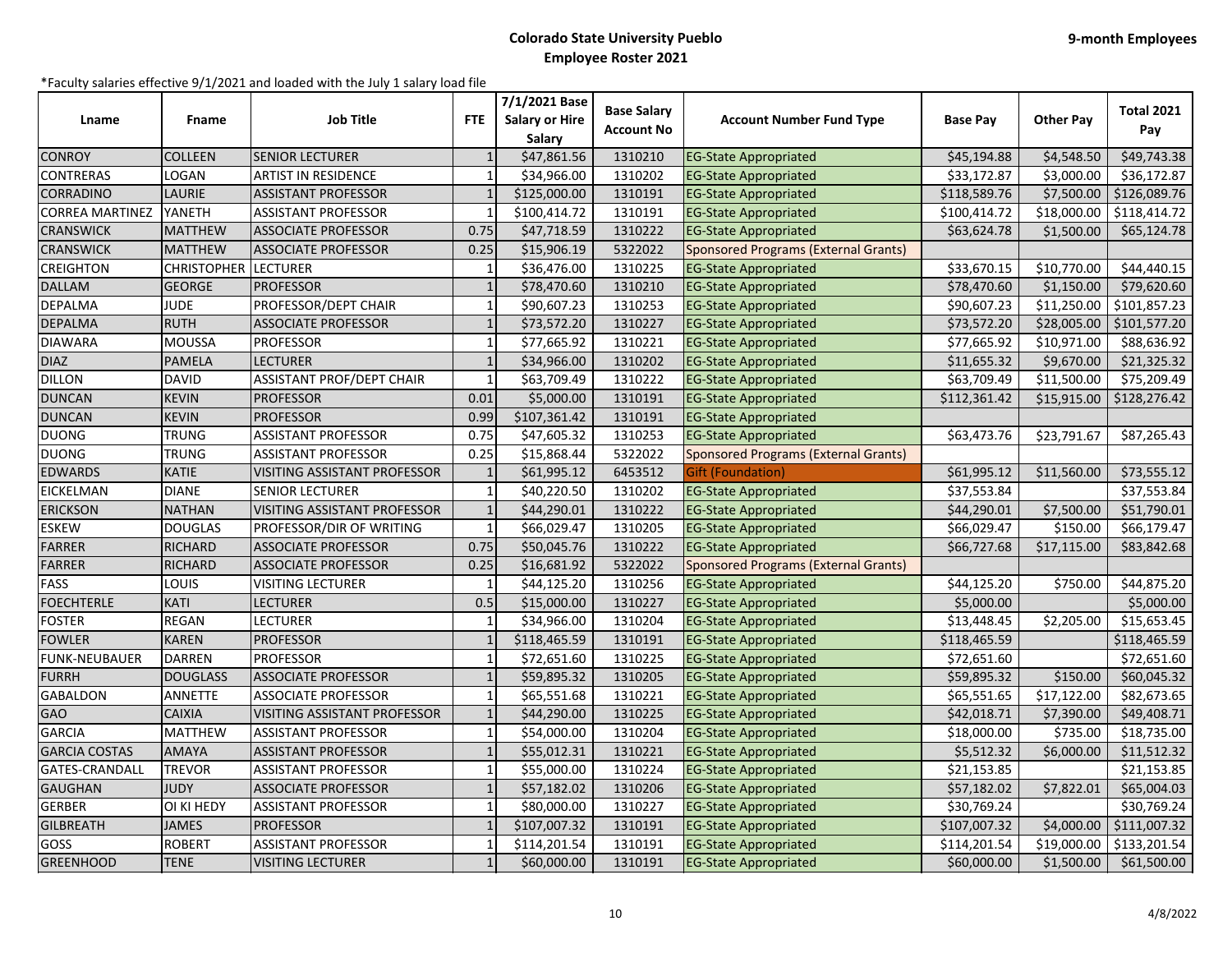# Colorado State University Pueblo
## Employee Roster 2021

**9-month Employees**

*Faculty salaries effective 9/1/2021 and loaded with the July 1 salary load file

| Lname | Fname | Job Title | FTE | 7/1/2021 Base Salary or Hire Salary | Base Salary Account No | Account Number Fund Type | Base Pay | Other Pay | Total 2021 Pay |
|---|---|---|---|---|---|---|---|---|---|
| CONROY | COLLEEN | SENIOR LECTURER | 1 | $47,861.56 | 1310210 | EG-State Appropriated | $45,194.88 | $4,548.50 | $49,743.38 |
| CONTRERAS | LOGAN | ARTIST IN RESIDENCE | 1 | $34,966.00 | 1310202 | EG-State Appropriated | $33,172.87 | $3,000.00 | $36,172.87 |
| CORRADINO | LAURIE | ASSISTANT PROFESSOR | 1 | $125,000.00 | 1310191 | EG-State Appropriated | $118,589.76 | $7,500.00 | $126,089.76 |
| CORREA MARTINEZ | YANETH | ASSISTANT PROFESSOR | 1 | $100,414.72 | 1310191 | EG-State Appropriated | $100,414.72 | $18,000.00 | $118,414.72 |
| CRANSWICK | MATTHEW | ASSOCIATE PROFESSOR | 0.75 | $47,718.59 | 1310222 | EG-State Appropriated | $63,624.78 | $1,500.00 | $65,124.78 |
| CRANSWICK | MATTHEW | ASSOCIATE PROFESSOR | 0.25 | $15,906.19 | 5322022 | Sponsored Programs (External Grants) | | | |
| CREIGHTON | CHRISTOPHER | LECTURER | 1 | $36,476.00 | 1310225 | EG-State Appropriated | $33,670.15 | $10,770.00 | $44,440.15 |
| DALLAM | GEORGE | PROFESSOR | 1 | $78,470.60 | 1310210 | EG-State Appropriated | $78,470.60 | $1,150.00 | $79,620.60 |
| DEPALMA | JUDE | PROFESSOR/DEPT CHAIR | 1 | $90,607.23 | 1310253 | EG-State Appropriated | $90,607.23 | $11,250.00 | $101,857.23 |
| DEPALMA | RUTH | ASSOCIATE PROFESSOR | 1 | $73,572.20 | 1310227 | EG-State Appropriated | $73,572.20 | $28,005.00 | $101,577.20 |
| DIAWARA | MOUSSA | PROFESSOR | 1 | $77,665.92 | 1310221 | EG-State Appropriated | $77,665.92 | $10,971.00 | $88,636.92 |
| DIAZ | PAMELA | LECTURER | 1 | $34,966.00 | 1310202 | EG-State Appropriated | $11,655.32 | $9,670.00 | $21,325.32 |
| DILLON | DAVID | ASSISTANT PROF/DEPT CHAIR | 1 | $63,709.49 | 1310222 | EG-State Appropriated | $63,709.49 | $11,500.00 | $75,209.49 |
| DUNCAN | KEVIN | PROFESSOR | 0.01 | $5,000.00 | 1310191 | EG-State Appropriated | $112,361.42 | $15,915.00 | $128,276.42 |
| DUNCAN | KEVIN | PROFESSOR | 0.99 | $107,361.42 | 1310191 | EG-State Appropriated | | | |
| DUONG | TRUNG | ASSISTANT PROFESSOR | 0.75 | $47,605.32 | 1310253 | EG-State Appropriated | $63,473.76 | $23,791.67 | $87,265.43 |
| DUONG | TRUNG | ASSISTANT PROFESSOR | 0.25 | $15,868.44 | 5322022 | Sponsored Programs (External Grants) | | | |
| EDWARDS | KATIE | VISITING ASSISTANT PROFESSOR | 1 | $61,995.12 | 6453512 | Gift (Foundation) | $61,995.12 | $11,560.00 | $73,555.12 |
| EICKELMAN | DIANE | SENIOR LECTURER | 1 | $40,220.50 | 1310202 | EG-State Appropriated | $37,553.84 | | $37,553.84 |
| ERICKSON | NATHAN | VISITING ASSISTANT PROFESSOR | 1 | $44,290.01 | 1310222 | EG-State Appropriated | $44,290.01 | $7,500.00 | $51,790.01 |
| ESKEW | DOUGLAS | PROFESSOR/DIR OF WRITING | 1 | $66,029.47 | 1310205 | EG-State Appropriated | $66,029.47 | $150.00 | $66,179.47 |
| FARRER | RICHARD | ASSOCIATE PROFESSOR | 0.75 | $50,045.76 | 1310222 | EG-State Appropriated | $66,727.68 | $17,115.00 | $83,842.68 |
| FARRER | RICHARD | ASSOCIATE PROFESSOR | 0.25 | $16,681.92 | 5322022 | Sponsored Programs (External Grants) | | | |
| FASS | LOUIS | VISITING LECTURER | 1 | $44,125.20 | 1310256 | EG-State Appropriated | $44,125.20 | $750.00 | $44,875.20 |
| FOECHTERLE | KATI | LECTURER | 0.5 | $15,000.00 | 1310227 | EG-State Appropriated | $5,000.00 | | $5,000.00 |
| FOSTER | REGAN | LECTURER | 1 | $34,966.00 | 1310204 | EG-State Appropriated | $13,448.45 | $2,205.00 | $15,653.45 |
| FOWLER | KAREN | PROFESSOR | 1 | $118,465.59 | 1310191 | EG-State Appropriated | $118,465.59 | | $118,465.59 |
| FUNK-NEUBAUER | DARREN | PROFESSOR | 1 | $72,651.60 | 1310225 | EG-State Appropriated | $72,651.60 | | $72,651.60 |
| FURRH | DOUGLASS | ASSOCIATE PROFESSOR | 1 | $59,895.32 | 1310205 | EG-State Appropriated | $59,895.32 | $150.00 | $60,045.32 |
| GABALDON | ANNETTE | ASSOCIATE PROFESSOR | 1 | $65,551.65 | 1310221 | EG-State Appropriated | $65,551.65 | $17,122.00 | $82,673.65 |
| GAO | CAIXIA | VISITING ASSISTANT PROFESSOR | 1 | $44,290.00 | 1310225 | EG-State Appropriated | $42,018.71 | $7,390.00 | $49,408.71 |
| GARCIA | MATTHEW | ASSISTANT PROFESSOR | 1 | $54,000.00 | 1310204 | EG-State Appropriated | $18,000.00 | $735.00 | $18,735.00 |
| GARCIA COSTAS | AMAYA | ASSISTANT PROFESSOR | 1 | $55,012.31 | 1310221 | EG-State Appropriated | $5,512.32 | $6,000.00 | $11,512.32 |
| GATES-CRANDALL | TREVOR | ASSISTANT PROFESSOR | 1 | $55,000.00 | 1310224 | EG-State Appropriated | $21,153.85 | | $21,153.85 |
| GAUGHAN | JUDY | ASSOCIATE PROFESSOR | 1 | $57,182.02 | 1310206 | EG-State Appropriated | $57,182.02 | $7,822.01 | $65,004.03 |
| GERBER | OI KI HEDY | ASSISTANT PROFESSOR | 1 | $80,000.00 | 1310227 | EG-State Appropriated | $30,769.24 | | $30,769.24 |
| GILBREATH | JAMES | PROFESSOR | 1 | $107,007.32 | 1310191 | EG-State Appropriated | $107,007.32 | $4,000.00 | $111,007.32 |
| GOSS | ROBERT | ASSISTANT PROFESSOR | 1 | $114,201.54 | 1310191 | EG-State Appropriated | $114,201.54 | $19,000.00 | $133,201.54 |
| GREENHOOD | TENE | VISITING LECTURER | 1 | $60,000.00 | 1310191 | EG-State Appropriated | $60,000.00 | $1,500.00 | $61,500.00 |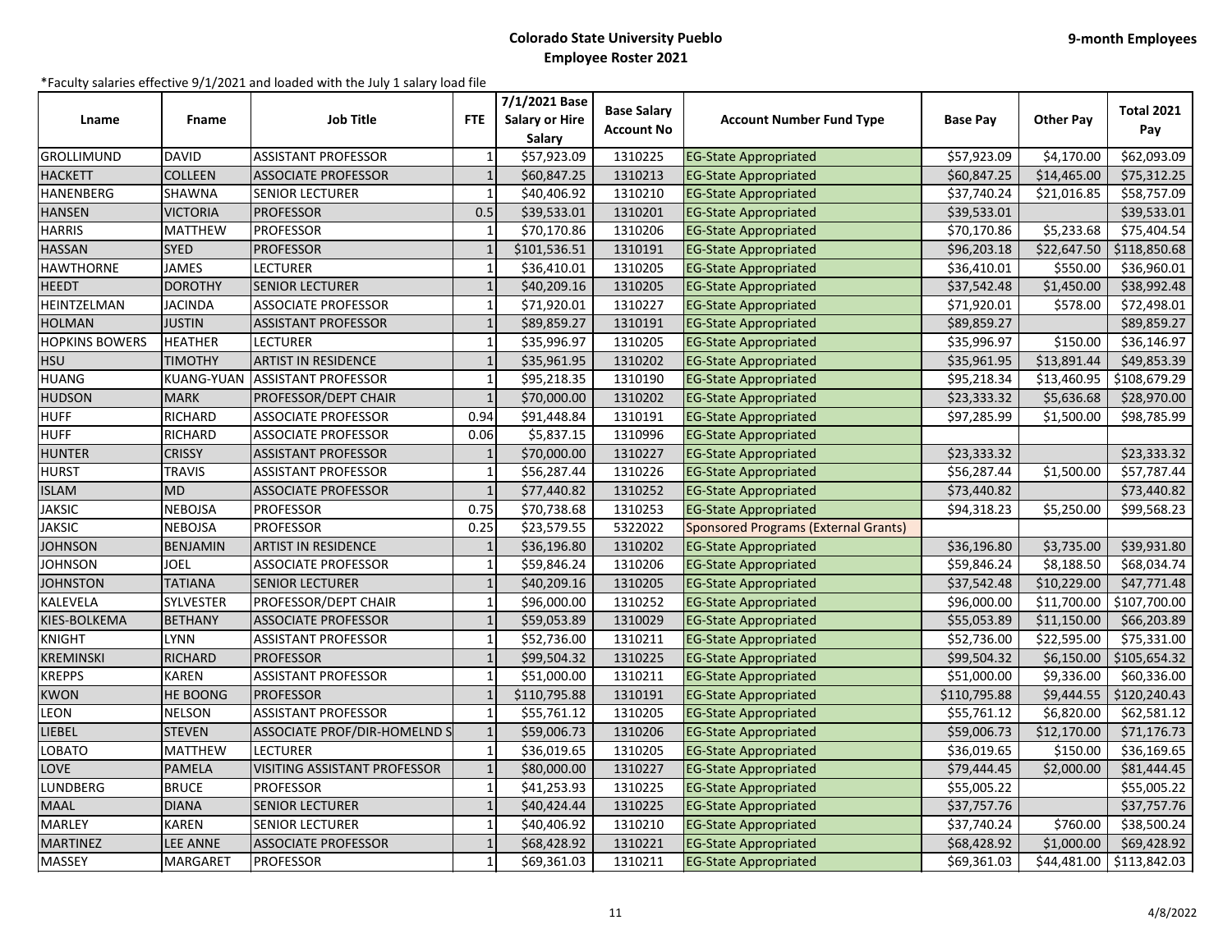# Colorado State University Pueblo
## Employee Roster 2021

**9-month Employees**

*Faculty salaries effective 9/1/2021 and loaded with the July 1 salary load file

| Lname | Fname | Job Title | FTE | 7/1/2021 Base Salary or Hire Salary | Base Salary Account No | Account Number Fund Type | Base Pay | Other Pay | Total 2021 Pay |
|---|---|---|---|---|---|---|---|---|---|
| GROLLIMUND | DAVID | ASSISTANT PROFESSOR | 1 | $57,923.09 | 1310225 | EG-State Appropriated | $57,923.09 | $4,170.00 | $62,093.09 |
| HACKETT | COLLEEN | ASSOCIATE PROFESSOR | 1 | $60,847.25 | 1310213 | EG-State Appropriated | $60,847.25 | $14,465.00 | $75,312.25 |
| HANENBERG | SHAWNA | SENIOR LECTURER | 1 | $40,406.92 | 1310210 | EG-State Appropriated | $37,740.24 | $21,016.85 | $58,757.09 |
| HANSEN | VICTORIA | PROFESSOR | 0.5 | $39,533.01 | 1310201 | EG-State Appropriated | $39,533.01 | | $39,533.01 |
| HARRIS | MATTHEW | PROFESSOR | 1 | $70,170.86 | 1310206 | EG-State Appropriated | $70,170.86 | $5,233.68 | $75,404.54 |
| HASSAN | SYED | PROFESSOR | 1 | $101,536.51 | 1310191 | EG-State Appropriated | $96,203.18 | $22,647.50 | $118,850.68 |
| HAWTHORNE | JAMES | LECTURER | 1 | $36,410.01 | 1310205 | EG-State Appropriated | $36,410.01 | $550.00 | $36,960.01 |
| HEEDT | DOROTHY | SENIOR LECTURER | 1 | $40,209.16 | 1310205 | EG-State Appropriated | $37,542.48 | $1,450.00 | $38,992.48 |
| HEINTZELMAN | JACINDA | ASSOCIATE PROFESSOR | 1 | $71,920.01 | 1310227 | EG-State Appropriated | $71,920.01 | $578.00 | $72,498.01 |
| HOLMAN | JUSTIN | ASSISTANT PROFESSOR | 1 | $89,859.27 | 1310191 | EG-State Appropriated | $89,859.27 | | $89,859.27 |
| HOPKINS BOWERS | HEATHER | LECTURER | 1 | $35,996.97 | 1310205 | EG-State Appropriated | $35,996.97 | $150.00 | $36,146.97 |
| HSU | TIMOTHY | ARTIST IN RESIDENCE | 1 | $35,961.95 | 1310202 | EG-State Appropriated | $35,961.95 | $13,891.44 | $49,853.39 |
| HUANG | KUANG-YUAN | ASSISTANT PROFESSOR | 1 | $95,218.35 | 1310190 | EG-State Appropriated | $95,218.34 | $13,460.95 | $108,679.29 |
| HUDSON | MARK | PROFESSOR/DEPT CHAIR | 1 | $70,000.00 | 1310202 | EG-State Appropriated | $23,333.32 | $5,636.68 | $28,970.00 |
| HUFF | RICHARD | ASSOCIATE PROFESSOR | 0.94 | $91,448.84 | 1310191 | EG-State Appropriated | $97,285.99 | $1,500.00 | $98,785.99 |
| HUFF | RICHARD | ASSOCIATE PROFESSOR | 0.06 | $5,837.15 | 1310996 | EG-State Appropriated | | | |
| HUNTER | CRISSY | ASSISTANT PROFESSOR | 1 | $70,000.00 | 1310227 | EG-State Appropriated | $23,333.32 | | $23,333.32 |
| HURST | TRAVIS | ASSISTANT PROFESSOR | 1 | $56,287.44 | 1310226 | EG-State Appropriated | $56,287.44 | $1,500.00 | $57,787.44 |
| ISLAM | MD | ASSOCIATE PROFESSOR | 1 | $77,440.82 | 1310252 | EG-State Appropriated | $73,440.82 | | $73,440.82 |
| JAKSIC | NEBOJSA | PROFESSOR | 0.75 | $70,738.68 | 1310253 | EG-State Appropriated | $94,318.23 | $5,250.00 | $99,568.23 |
| JAKSIC | NEBOJSA | PROFESSOR | 0.25 | $23,579.55 | 5322022 | Sponsored Programs (External Grants) | | | |
| JOHNSON | BENJAMIN | ARTIST IN RESIDENCE | 1 | $36,196.80 | 1310202 | EG-State Appropriated | $36,196.80 | $3,735.00 | $39,931.80 |
| JOHNSON | JOEL | ASSOCIATE PROFESSOR | 1 | $59,846.24 | 1310206 | EG-State Appropriated | $59,846.24 | $8,188.50 | $68,034.74 |
| JOHNSTON | TATIANA | SENIOR LECTURER | 1 | $40,209.16 | 1310205 | EG-State Appropriated | $37,542.48 | $10,229.00 | $47,771.48 |
| KALEVELA | SYLVESTER | PROFESSOR/DEPT CHAIR | 1 | $96,000.00 | 1310252 | EG-State Appropriated | $96,000.00 | $11,700.00 | $107,700.00 |
| KIES-BOLKEMA | BETHANY | ASSOCIATE PROFESSOR | 1 | $59,053.89 | 1310029 | EG-State Appropriated | $55,053.89 | $11,150.00 | $66,203.89 |
| KNIGHT | LYNN | ASSISTANT PROFESSOR | 1 | $52,736.00 | 1310211 | EG-State Appropriated | $52,736.00 | $22,595.00 | $75,331.00 |
| KREMINSKI | RICHARD | PROFESSOR | 1 | $99,504.32 | 1310225 | EG-State Appropriated | $99,504.32 | $6,150.00 | $105,654.32 |
| KREPPS | KAREN | ASSISTANT PROFESSOR | 1 | $51,000.00 | 1310211 | EG-State Appropriated | $51,000.00 | $9,336.00 | $60,336.00 |
| KWON | HE BOONG | PROFESSOR | 1 | $110,795.88 | 1310191 | EG-State Appropriated | $110,795.88 | $9,444.55 | $120,240.43 |
| LEON | NELSON | ASSISTANT PROFESSOR | 1 | $55,761.12 | 1310205 | EG-State Appropriated | $55,761.12 | $6,820.00 | $62,581.12 |
| LIEBEL | STEVEN | ASSOCIATE PROF/DIR-HOMELND S | 1 | $59,006.73 | 1310206 | EG-State Appropriated | $59,006.73 | $12,170.00 | $71,176.73 |
| LOBATO | MATTHEW | LECTURER | 1 | $36,019.65 | 1310205 | EG-State Appropriated | $36,019.65 | $150.00 | $36,169.65 |
| LOVE | PAMELA | VISITING ASSISTANT PROFESSOR | 1 | $80,000.00 | 1310227 | EG-State Appropriated | $79,444.45 | $2,000.00 | $81,444.45 |
| LUNDBERG | BRUCE | PROFESSOR | 1 | $41,253.93 | 1310225 | EG-State Appropriated | $55,005.22 | | $55,005.22 |
| MAAL | DIANA | SENIOR LECTURER | 1 | $40,424.44 | 1310225 | EG-State Appropriated | $37,757.76 | | $37,757.76 |
| MARLEY | KAREN | SENIOR LECTURER | 1 | $40,406.92 | 1310210 | EG-State Appropriated | $37,740.24 | $760.00 | $38,500.24 |
| MARTINEZ | LEE ANNE | ASSOCIATE PROFESSOR | 1 | $68,428.92 | 1310221 | EG-State Appropriated | $68,428.92 | $1,000.00 | $69,428.92 |
| MASSEY | MARGARET | PROFESSOR | 1 | $69,361.03 | 1310211 | EG-State Appropriated | $69,361.03 | $44,481.00 | $113,842.03 |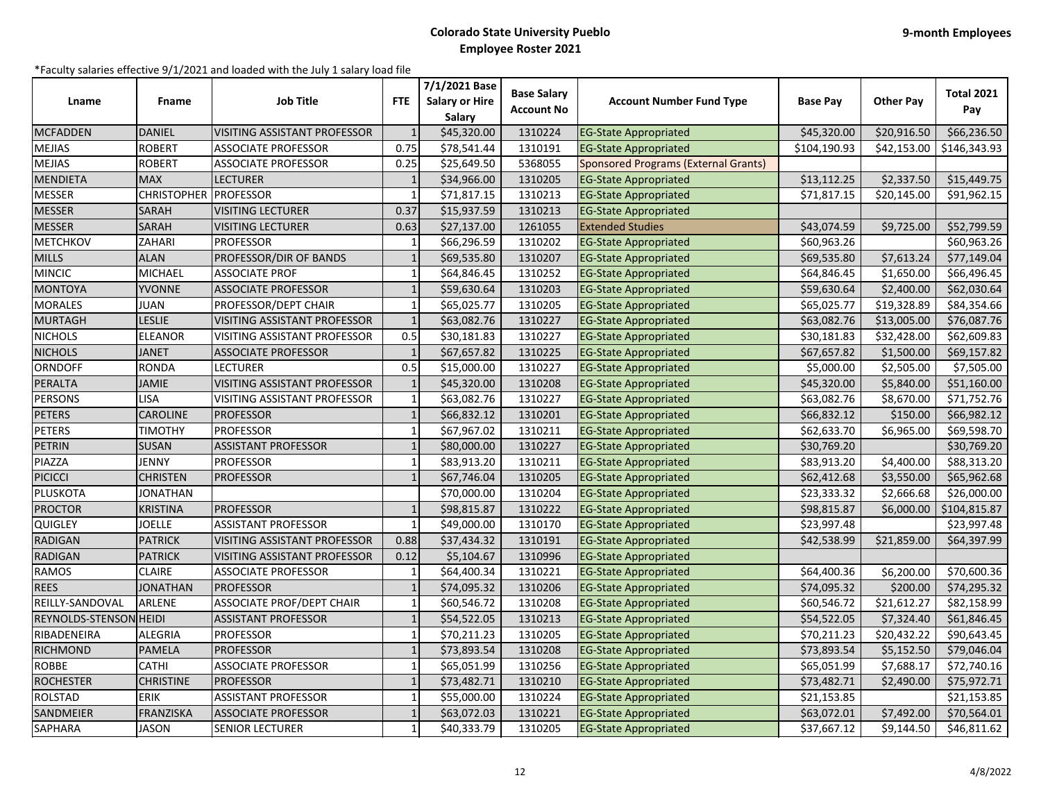**Colorado State University Pueblo**
**Employee Roster 2021**

**9-month Employees**

*Faculty salaries effective 9/1/2021 and loaded with the July 1 salary load file

| Lname | Fname | Job Title | FTE | 7/1/2021 Base Salary or Hire Salary | Base Salary Account No | Account Number Fund Type | Base Pay | Other Pay | Total 2021 Pay |
|---|---|---|---|---|---|---|---|---|---|
| MCFADDEN | DANIEL | VISITING ASSISTANT PROFESSOR | 1 | $45,320.00 | 1310224 | EG-State Appropriated | $45,320.00 | $20,916.50 | $66,236.50 |
| MEJIAS | ROBERT | ASSOCIATE PROFESSOR | 0.75 | $78,541.44 | 1310191 | EG-State Appropriated | $104,190.93 | $42,153.00 | $146,343.93 |
| MEJIAS | ROBERT | ASSOCIATE PROFESSOR | 0.25 | $25,649.50 | 5368055 | Sponsored Programs (External Grants) | | | |
| MENDIETA | MAX | LECTURER | 1 | $34,966.00 | 1310205 | EG-State Appropriated | $13,112.25 | $2,337.50 | $15,449.75 |
| MESSER | CHRISTOPHER | PROFESSOR | 1 | $71,817.15 | 1310213 | EG-State Appropriated | $71,817.15 | $20,145.00 | $91,962.15 |
| MESSER | SARAH | VISITING LECTURER | 0.37 | $15,937.59 | 1310213 | EG-State Appropriated | | | |
| MESSER | SARAH | VISITING LECTURER | 0.63 | $27,137.00 | 1261055 | Extended Studies | $43,074.59 | $9,725.00 | $52,799.59 |
| METCHKOV | ZAHARI | PROFESSOR | 1 | $66,296.59 | 1310202 | EG-State Appropriated | $60,963.26 | | $60,963.26 |
| MILLS | ALAN | PROFESSOR/DIR OF BANDS | 1 | $69,535.80 | 1310207 | EG-State Appropriated | $69,535.80 | $7,613.24 | $77,149.04 |
| MINCIC | MICHAEL | ASSOCIATE PROF | 1 | $64,846.45 | 1310252 | EG-State Appropriated | $64,846.45 | $1,650.00 | $66,496.45 |
| MONTOYA | YVONNE | ASSOCIATE PROFESSOR | 1 | $59,630.64 | 1310203 | EG-State Appropriated | $59,630.64 | $2,400.00 | $62,030.64 |
| MORALES | JUAN | PROFESSOR/DEPT CHAIR | 1 | $65,025.77 | 1310205 | EG-State Appropriated | $65,025.77 | $19,328.89 | $84,354.66 |
| MURTAGH | LESLIE | VISITING ASSISTANT PROFESSOR | 1 | $63,082.76 | 1310227 | EG-State Appropriated | $63,082.76 | $13,005.00 | $76,087.76 |
| NICHOLS | ELEANOR | VISITING ASSISTANT PROFESSOR | 0.5 | $30,181.83 | 1310227 | EG-State Appropriated | $30,181.83 | $32,428.00 | $62,609.83 |
| NICHOLS | JANET | ASSOCIATE PROFESSOR | 1 | $67,657.82 | 1310225 | EG-State Appropriated | $67,657.82 | $1,500.00 | $69,157.82 |
| ORNDOFF | RONDA | LECTURER | 0.5 | $15,000.00 | 1310227 | EG-State Appropriated | $5,000.00 | $2,505.00 | $7,505.00 |
| PERALTA | JAMIE | VISITING ASSISTANT PROFESSOR | 1 | $45,320.00 | 1310208 | EG-State Appropriated | $45,320.00 | $5,840.00 | $51,160.00 |
| PERSONS | LISA | VISITING ASSISTANT PROFESSOR | 1 | $63,082.76 | 1310227 | EG-State Appropriated | $63,082.76 | $8,670.00 | $71,752.76 |
| PETERS | CAROLINE | PROFESSOR | 1 | $66,832.12 | 1310201 | EG-State Appropriated | $66,832.12 | $150.00 | $66,982.12 |
| PETERS | TIMOTHY | PROFESSOR | 1 | $67,967.02 | 1310211 | EG-State Appropriated | $62,633.70 | $6,965.00 | $69,598.70 |
| PETRIN | SUSAN | ASSISTANT PROFESSOR | 1 | $80,000.00 | 1310227 | EG-State Appropriated | $30,769.20 | | $30,769.20 |
| PIAZZA | JENNY | PROFESSOR | 1 | $83,913.20 | 1310211 | EG-State Appropriated | $83,913.20 | $4,400.00 | $88,313.20 |
| PICICCI | CHRISTEN | PROFESSOR | 1 | $67,746.04 | 1310205 | EG-State Appropriated | $62,412.68 | $3,550.00 | $65,962.68 |
| PLUSKOTA | JONATHAN | | | $70,000.00 | 1310204 | EG-State Appropriated | $23,333.32 | $2,666.68 | $26,000.00 |
| PROCTOR | KRISTINA | PROFESSOR | 1 | $98,815.87 | 1310222 | EG-State Appropriated | $98,815.87 | $6,000.00 | $104,815.87 |
| QUIGLEY | JOELLE | ASSISTANT PROFESSOR | 1 | $49,000.00 | 1310170 | EG-State Appropriated | $23,997.48 | | $23,997.48 |
| RADIGAN | PATRICK | VISITING ASSISTANT PROFESSOR | 0.88 | $37,434.32 | 1310191 | EG-State Appropriated | $42,538.99 | $21,859.00 | $64,397.99 |
| RADIGAN | PATRICK | VISITING ASSISTANT PROFESSOR | 0.12 | $5,104.67 | 1310996 | EG-State Appropriated | | | |
| RAMOS | CLAIRE | ASSOCIATE PROFESSOR | 1 | $64,400.34 | 1310221 | EG-State Appropriated | $64,400.36 | $6,200.00 | $70,600.36 |
| REES | JONATHAN | PROFESSOR | 1 | $74,095.32 | 1310206 | EG-State Appropriated | $74,095.32 | $200.00 | $74,295.32 |
| REILLY-SANDOVAL | ARLENE | ASSOCIATE PROF/DEPT CHAIR | 1 | $60,546.72 | 1310208 | EG-State Appropriated | $60,546.72 | $21,612.27 | $82,158.99 |
| REYNOLDS-STENSON | HEIDI | ASSISTANT PROFESSOR | 1 | $54,522.05 | 1310213 | EG-State Appropriated | $54,522.05 | $7,324.40 | $61,846.45 |
| RIBADENEIRA | ALEGRIA | PROFESSOR | 1 | $70,211.23 | 1310205 | EG-State Appropriated | $70,211.23 | $20,432.22 | $90,643.45 |
| RICHMOND | PAMELA | PROFESSOR | 1 | $73,893.54 | 1310208 | EG-State Appropriated | $73,893.54 | $5,152.50 | $79,046.04 |
| ROBBE | CATHI | ASSOCIATE PROFESSOR | 1 | $65,051.99 | 1310256 | EG-State Appropriated | $65,051.99 | $7,688.17 | $72,740.16 |
| ROCHESTER | CHRISTINE | PROFESSOR | 1 | $73,482.71 | 1310210 | EG-State Appropriated | $73,482.71 | $2,490.00 | $75,972.71 |
| ROLSTAD | ERIK | ASSISTANT PROFESSOR | 1 | $55,000.00 | 1310224 | EG-State Appropriated | $21,153.85 | | $21,153.85 |
| SANDMEIER | FRANZISKA | ASSOCIATE PROFESSOR | 1 | $63,072.03 | 1310221 | EG-State Appropriated | $63,072.01 | $7,492.00 | $70,564.01 |
| SAPHARA | JASON | SENIOR LECTURER | 1 | $40,333.79 | 1310205 | EG-State Appropriated | $37,667.12 | $9,144.50 | $46,811.62 |

4/8/2022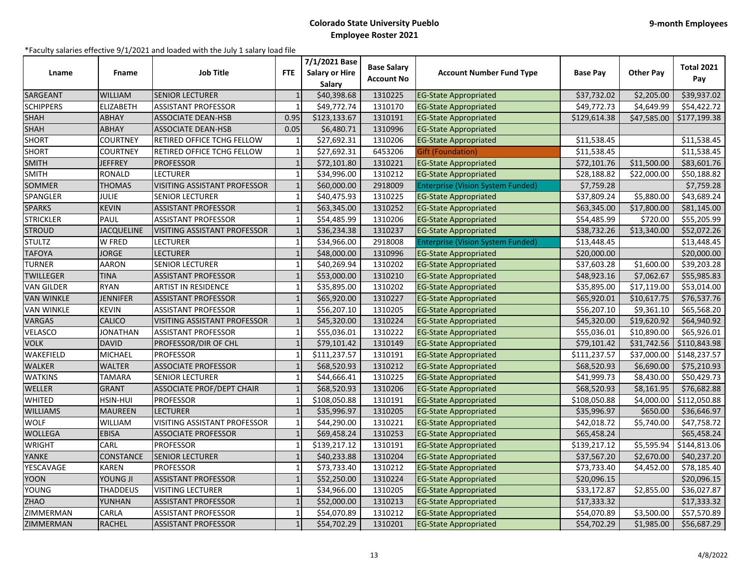# Colorado State University Pueblo
## Employee Roster 2021

**9-month Employees**

*Faculty salaries effective 9/1/2021 and loaded with the July 1 salary load file

| Lname | Fname | Job Title | FTE | 7/1/2021 Base Salary or Hire Salary | Base Salary Account No | Account Number Fund Type | Base Pay | Other Pay | Total 2021 Pay |
|---|---|---|---|---|---|---|---|---|---|
| SARGEANT | WILLIAM | SENIOR LECTURER | 1 | $40,398.68 | 1310225 | EG-State Appropriated | $37,732.02 | $2,205.00 | $39,937.02 |
| SCHIPPERS | ELIZABETH | ASSISTANT PROFESSOR | 1 | $49,772.74 | 1310170 | EG-State Appropriated | $49,772.73 | $4,649.99 | $54,422.72 |
| SHAH | ABHAY | ASSOCIATE DEAN-HSB | 0.95 | $123,133.67 | 1310191 | EG-State Appropriated | $129,614.38 | $47,585.00 | $177,199.38 |
| SHAH | ABHAY | ASSOCIATE DEAN-HSB | 0.05 | $6,480.71 | 1310996 | EG-State Appropriated | | | |
| SHORT | COURTNEY | RETIRED OFFICE TCHG FELLOW | 1 | $27,692.31 | 1310206 | EG-State Appropriated | $11,538.45 | | $11,538.45 |
| SHORT | COURTNEY | RETIRED OFFICE TCHG FELLOW | 1 | $27,692.31 | 6453206 | Gift (Foundation) | $11,538.45 | | $11,538.45 |
| SMITH | JEFFREY | PROFESSOR | 1 | $72,101.80 | 1310221 | EG-State Appropriated | $72,101.76 | $11,500.00 | $83,601.76 |
| SMITH | RONALD | LECTURER | 1 | $34,996.00 | 1310212 | EG-State Appropriated | $28,188.82 | $22,000.00 | $50,188.82 |
| SOMMER | THOMAS | VISITING ASSISTANT PROFESSOR | 1 | $60,000.00 | 2918009 | Enterprise (Vision System Funded) | $7,759.28 | | $7,759.28 |
| SPANGLER | JULIE | SENIOR LECTURER | 1 | $40,475.93 | 1310225 | EG-State Appropriated | $37,809.24 | $5,880.00 | $43,689.24 |
| SPARKS | KEVIN | ASSISTANT PROFESSOR | 1 | $63,345.00 | 1310252 | EG-State Appropriated | $63,345.00 | $17,800.00 | $81,145.00 |
| STRICKLER | PAUL | ASSISTANT PROFESSOR | 1 | $54,485.99 | 1310206 | EG-State Appropriated | $54,485.99 | $720.00 | $55,205.99 |
| STROUD | JACQUELINE | VISITING ASSISTANT PROFESSOR | 1 | $36,234.38 | 1310237 | EG-State Appropriated | $38,732.26 | $13,340.00 | $52,072.26 |
| STULTZ | W FRED | LECTURER | 1 | $34,966.00 | 2918008 | Enterprise (Vision System Funded) | $13,448.45 | | $13,448.45 |
| TAFOYA | JORGE | LECTURER | 1 | $48,000.00 | 1310996 | EG-State Appropriated | $20,000.00 | | $20,000.00 |
| TURNER | AARON | SENIOR LECTURER | 1 | $40,269.94 | 1310202 | EG-State Appropriated | $37,603.28 | $1,600.00 | $39,203.28 |
| TWILLEGER | TINA | ASSISTANT PROFESSOR | 1 | $53,000.00 | 1310210 | EG-State Appropriated | $48,923.16 | $7,062.67 | $55,985.83 |
| VAN GILDER | RYAN | ARTIST IN RESIDENCE | 1 | $35,895.00 | 1310202 | EG-State Appropriated | $35,895.00 | $17,119.00 | $53,014.00 |
| VAN WINKLE | JENNIFER | ASSISTANT PROFESSOR | 1 | $65,920.00 | 1310227 | EG-State Appropriated | $65,920.01 | $10,617.75 | $76,537.76 |
| VAN WINKLE | KEVIN | ASSISTANT PROFESSOR | 1 | $56,207.10 | 1310205 | EG-State Appropriated | $56,207.10 | $9,361.10 | $65,568.20 |
| VARGAS | CALICO | VISITING ASSISTANT PROFESSOR | 1 | $45,320.00 | 1310224 | EG-State Appropriated | $45,320.00 | $19,620.92 | $64,940.92 |
| VELASCO | JONATHAN | ASSISTANT PROFESSOR | 1 | $55,036.01 | 1310222 | EG-State Appropriated | $55,036.01 | $10,890.00 | $65,926.01 |
| VOLK | DAVID | PROFESSOR/DIR OF CHL | 1 | $79,101.42 | 1310149 | EG-State Appropriated | $79,101.42 | $31,742.56 | $110,843.98 |
| WAKEFIELD | MICHAEL | PROFESSOR | 1 | $111,237.57 | 1310191 | EG-State Appropriated | $111,237.57 | $37,000.00 | $148,237.57 |
| WALKER | WALTER | ASSOCIATE PROFESSOR | 1 | $68,520.93 | 1310212 | EG-State Appropriated | $68,520.93 | $6,690.00 | $75,210.93 |
| WATKINS | TAMARA | SENIOR LECTURER | 1 | $44,666.41 | 1310225 | EG-State Appropriated | $41,999.73 | $8,430.00 | $50,429.73 |
| WELLER | GRANT | ASSOCIATE PROF/DEPT CHAIR | 1 | $68,520.93 | 1310206 | EG-State Appropriated | $68,520.93 | $8,161.95 | $76,682.88 |
| WHITED | HSIN-HUI | PROFESSOR | 1 | $108,050.88 | 1310191 | EG-State Appropriated | $108,050.88 | $4,000.00 | $112,050.88 |
| WILLIAMS | MAUREEN | LECTURER | 1 | $35,996.97 | 1310205 | EG-State Appropriated | $35,996.97 | $650.00 | $36,646.97 |
| WOLF | WILLIAM | VISITING ASSISTANT PROFESSOR | 1 | $44,290.00 | 1310221 | EG-State Appropriated | $42,018.72 | $5,740.00 | $47,758.72 |
| WOLLEGA | EBISA | ASSOCIATE PROFESSOR | 1 | $69,458.24 | 1310253 | EG-State Appropriated | $65,458.24 | | $65,458.24 |
| WRIGHT | CARL | PROFESSOR | 1 | $139,217.12 | 1310191 | EG-State Appropriated | $139,217.12 | $5,595.94 | $144,813.06 |
| YANKE | CONSTANCE | SENIOR LECTURER | 1 | $40,233.88 | 1310204 | EG-State Appropriated | $37,567.20 | $2,670.00 | $40,237.20 |
| YESCAVAGE | KAREN | PROFESSOR | 1 | $73,733.40 | 1310212 | EG-State Appropriated | $73,733.40 | $4,452.00 | $78,185.40 |
| YOON | YOUNG JI | ASSISTANT PROFESSOR | 1 | $52,250.00 | 1310224 | EG-State Appropriated | $20,096.15 | | $20,096.15 |
| YOUNG | THADDEUS | VISITING LECTURER | 1 | $34,966.00 | 1310205 | EG-State Appropriated | $33,172.87 | $2,855.00 | $36,027.87 |
| ZHAO | YUNHAN | ASSISTANT PROFESSOR | 1 | $52,000.00 | 1310213 | EG-State Appropriated | $17,333.32 | | $17,333.32 |
| ZIMMERMAN | CARLA | ASSISTANT PROFESSOR | 1 | $54,070.89 | 1310212 | EG-State Appropriated | $54,070.89 | $3,500.00 | $57,570.89 |
| ZIMMERMAN | RACHEL | ASSISTANT PROFESSOR | 1 | $54,702.29 | 1310201 | EG-State Appropriated | $54,702.29 | $1,985.00 | $56,687.29 |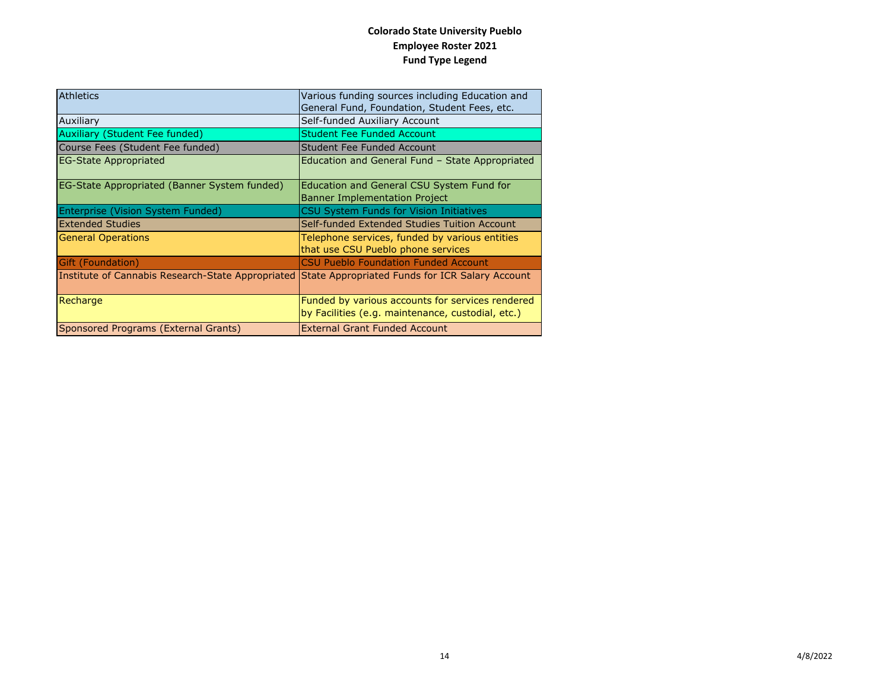**Colorado State University Pueblo**
**Employee Roster 2021**
**Fund Type Legend**

| | |
|---|---|
| Athletics | Various funding sources including Education and General Fund, Foundation, Student Fees, etc. |
| Auxiliary | Self-funded Auxiliary Account |
| Auxiliary (Student Fee funded) | Student Fee Funded Account |
| Course Fees (Student Fee funded) | Student Fee Funded Account |
| EG-State Appropriated | Education and General Fund – State Appropriated |
| EG-State Appropriated (Banner System funded) | Education and General CSU System Fund for Banner Implementation Project |
| Enterprise (Vision System Funded) | CSU System Funds for Vision Initiatives |
| Extended Studies | Self-funded Extended Studies Tuition Account |
| General Operations | Telephone services, funded by various entities that use CSU Pueblo phone services |
| Gift (Foundation) | CSU Pueblo Foundation Funded Account |
| Institute of Cannabis Research-State Appropriated | State Appropriated Funds for ICR Salary Account |
| Recharge | Funded by various accounts for services rendered by Facilities (e.g. maintenance, custodial, etc.) |
| Sponsored Programs (External Grants) | External Grant Funded Account |